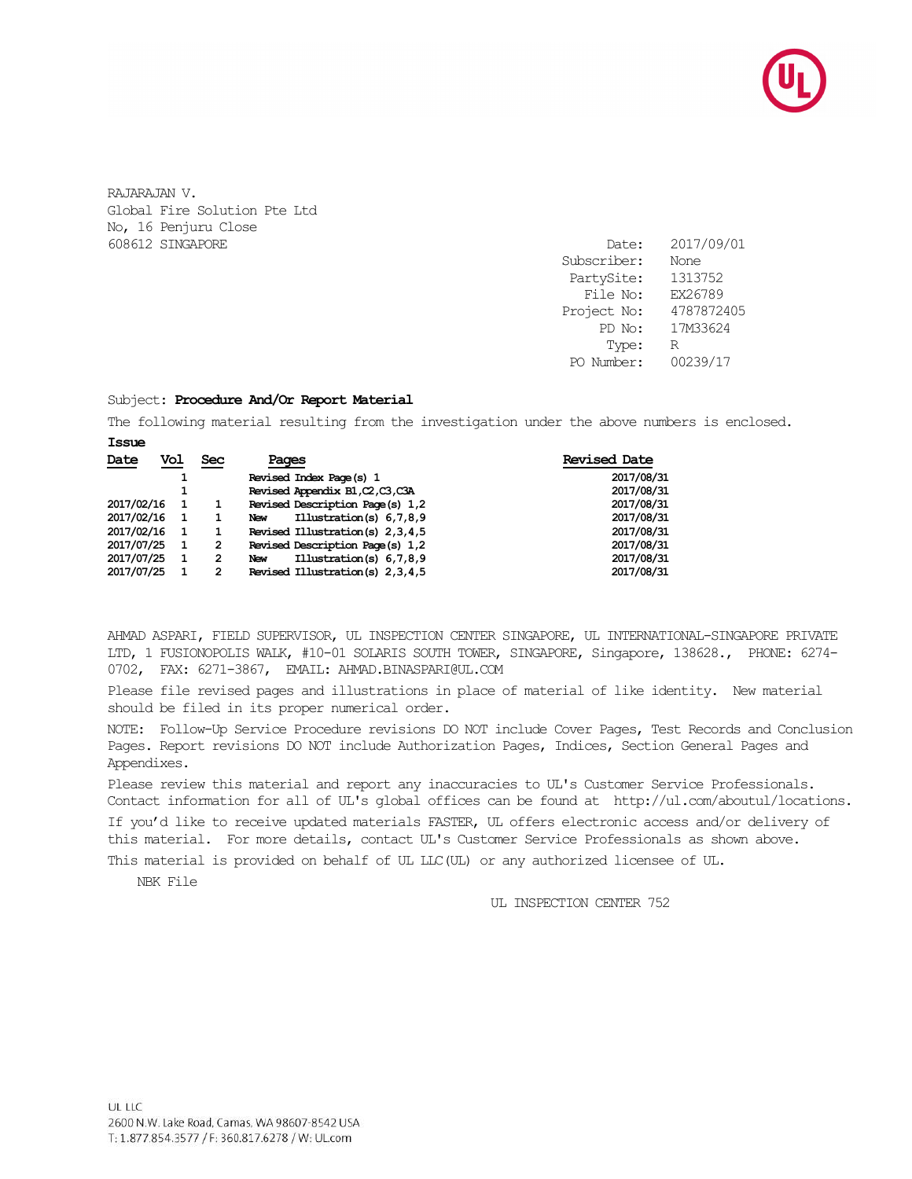RAJARAJAN V.
Global Fire Solution Pte Ltd
No, 16 Penjuru Close
608612 SINGAPORE

| | |
|---|---|
| Date: | 2017/09/01 |
| Subscriber: | None |
| PartySite: | 1313752 |
| File No: | EX26789 |
| Project No: | 4787872405 |
| PD No: | 17M33624 |
| Type: | R |
| PO Number: | 00239/17 |

Subject: **Procedure And/Or Report Material**

The following material resulting from the investigation under the above numbers is enclosed.

| Issue Date | Vol | Sec | Pages | Revised Date |
|---|---|---|---|---|
| | 1 | | Revised Index Page(s) 1 | 2017/08/31 |
| | 1 | | Revised Appendix B1,C2,C3,C3A | 2017/08/31 |
| 2017/02/16 | 1 | 1 | Revised Description Page(s) 1,2 | 2017/08/31 |
| 2017/02/16 | 1 | 1 | New Illustration(s) 6,7,8,9 | 2017/08/31 |
| 2017/02/16 | 1 | 1 | Revised Illustration(s) 2,3,4,5 | 2017/08/31 |
| 2017/07/25 | 1 | 2 | Revised Description Page(s) 1,2 | 2017/08/31 |
| 2017/07/25 | 1 | 2 | New Illustration(s) 6,7,8,9 | 2017/08/31 |
| 2017/07/25 | 1 | 2 | Revised Illustration(s) 2,3,4,5 | 2017/08/31 |

AHMAD ASPARI, FIELD SUPERVISOR, UL INSPECTION CENTER SINGAPORE, UL INTERNATIONAL-SINGAPORE PRIVATE LTD, 1 FUSIONOPOLIS WALK, #10-01 SOLARIS SOUTH TOWER, SINGAPORE, Singapore, 138628., PHONE: 6274-0702, FAX: 6271-3867, EMAIL: AHMAD.BINASPARI@UL.COM

Please file revised pages and illustrations in place of material of like identity. New material should be filed in its proper numerical order.

NOTE: Follow-Up Service Procedure revisions DO NOT include Cover Pages, Test Records and Conclusion Pages. Report revisions DO NOT include Authorization Pages, Indices, Section General Pages and Appendixes.

Please review this material and report any inaccuracies to UL's Customer Service Professionals. Contact information for all of UL's global offices can be found at http://ul.com/aboutul/locations.

If you'd like to receive updated materials FASTER, UL offers electronic access and/or delivery of this material. For more details, contact UL's Customer Service Professionals as shown above.

This material is provided on behalf of UL LLC(UL) or any authorized licensee of UL.

NBK File

UL INSPECTION CENTER 752

UL LLC
2600 N.W. Lake Road, Camas, WA 98607-8542 USA
T: 1.877.854.3577 / F: 360.817.6278 / W: UL.com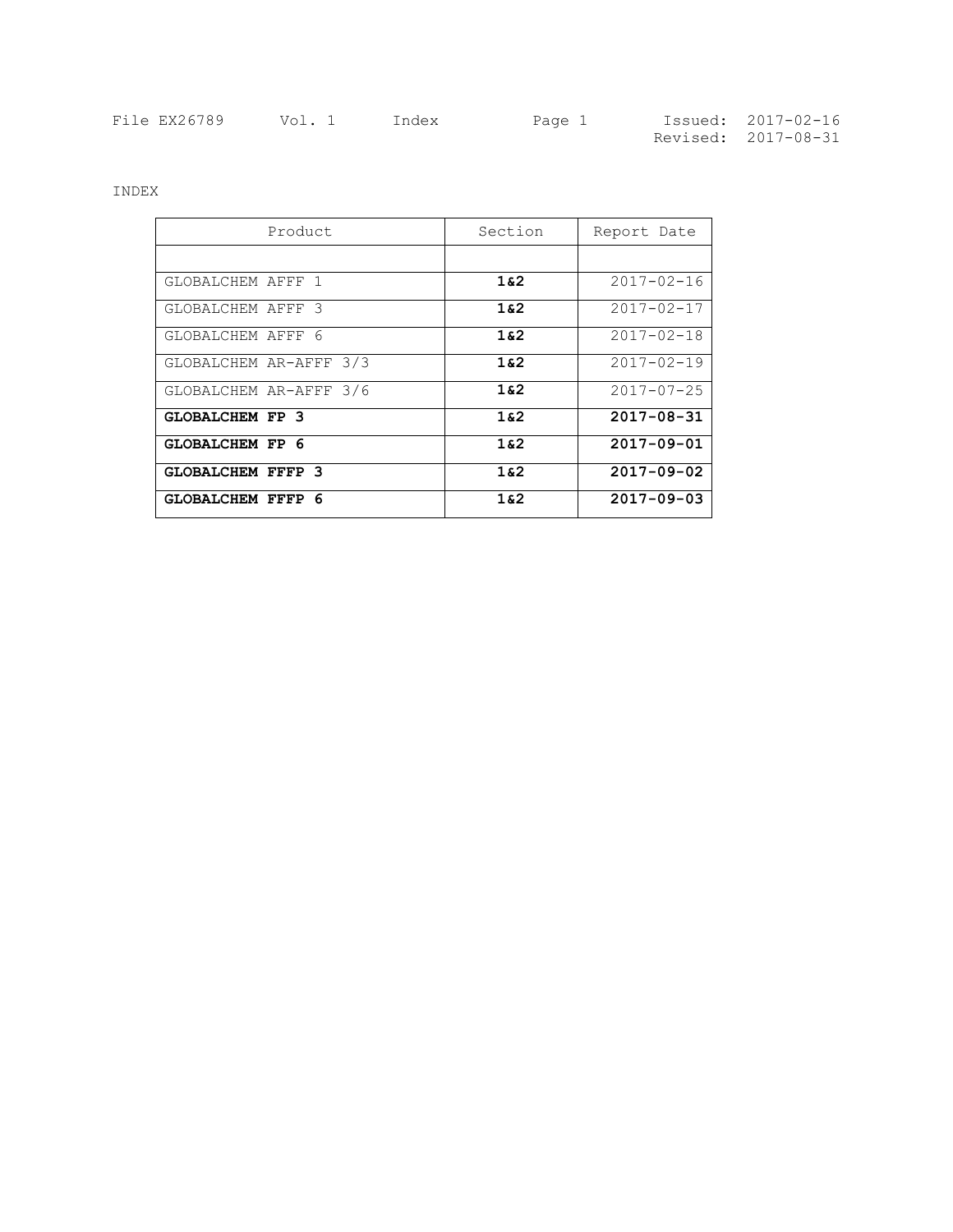File EX26789 Vol. 1 Index Page 1 Issued: 2017-02-16
Revised: 2017-08-31

INDEX

| Product | Section | Report Date |
| --- | --- | --- |
| | | |
| GLOBALCHEM AFFF 1 | **1&2** | 2017-02-16 |
| GLOBALCHEM AFFF 3 | **1&2** | 2017-02-17 |
| GLOBALCHEM AFFF 6 | **1&2** | 2017-02-18 |
| GLOBALCHEM AR-AFFF 3/3 | **1&2** | 2017-02-19 |
| GLOBALCHEM AR-AFFF 3/6 | **1&2** | 2017-07-25 |
| **GLOBALCHEM FP 3** | **1&2** | **2017-08-31** |
| **GLOBALCHEM FP 6** | **1&2** | **2017-09-01** |
| **GLOBALCHEM FFFP 3** | **1&2** | **2017-09-02** |
| **GLOBALCHEM FFFP 6** | **1&2** | **2017-09-03** |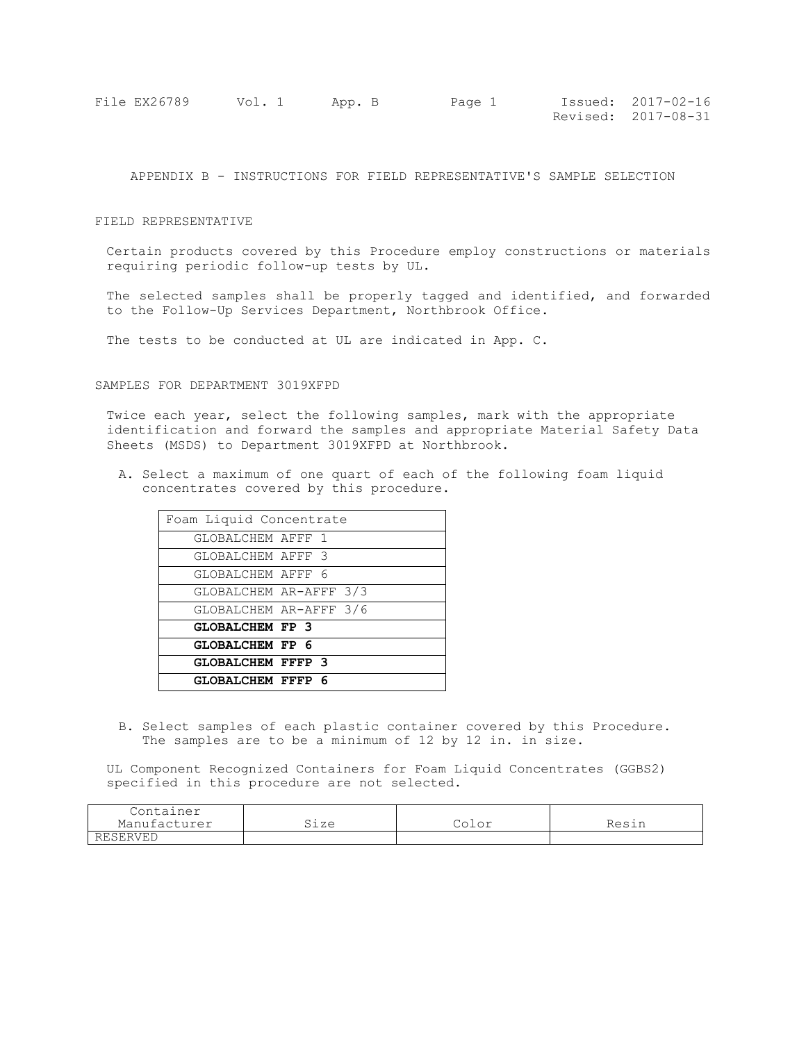## APPENDIX B - INSTRUCTIONS FOR FIELD REPRESENTATIVE'S SAMPLE SELECTION

### FIELD REPRESENTATIVE

Certain products covered by this Procedure employ constructions or materials requiring periodic follow-up tests by UL.

The selected samples shall be properly tagged and identified, and forwarded to the Follow-Up Services Department, Northbrook Office.

The tests to be conducted at UL are indicated in App. C.

### SAMPLES FOR DEPARTMENT 3019XFPD

Twice each year, select the following samples, mark with the appropriate identification and forward the samples and appropriate Material Safety Data Sheets (MSDS) to Department 3019XFPD at Northbrook.

A. Select a maximum of one quart of each of the following foam liquid concentrates covered by this procedure.

| Foam Liquid Concentrate |
|---|
| GLOBALCHEM AFFF 1 |
| GLOBALCHEM AFFF 3 |
| GLOBALCHEM AFFF 6 |
| GLOBALCHEM AR-AFFF 3/3 |
| GLOBALCHEM AR-AFFF 3/6 |
| **GLOBALCHEM FP 3** |
| **GLOBALCHEM FP 6** |
| **GLOBALCHEM FFFP 3** |
| **GLOBALCHEM FFFP 6** |

B. Select samples of each plastic container covered by this Procedure. The samples are to be a minimum of 12 by 12 in. in size.

UL Component Recognized Containers for Foam Liquid Concentrates (GGBS2) specified in this procedure are not selected.

| Container Manufacturer | Size | Color | Resin |
|---|---|---|---|
| RESERVED | | | |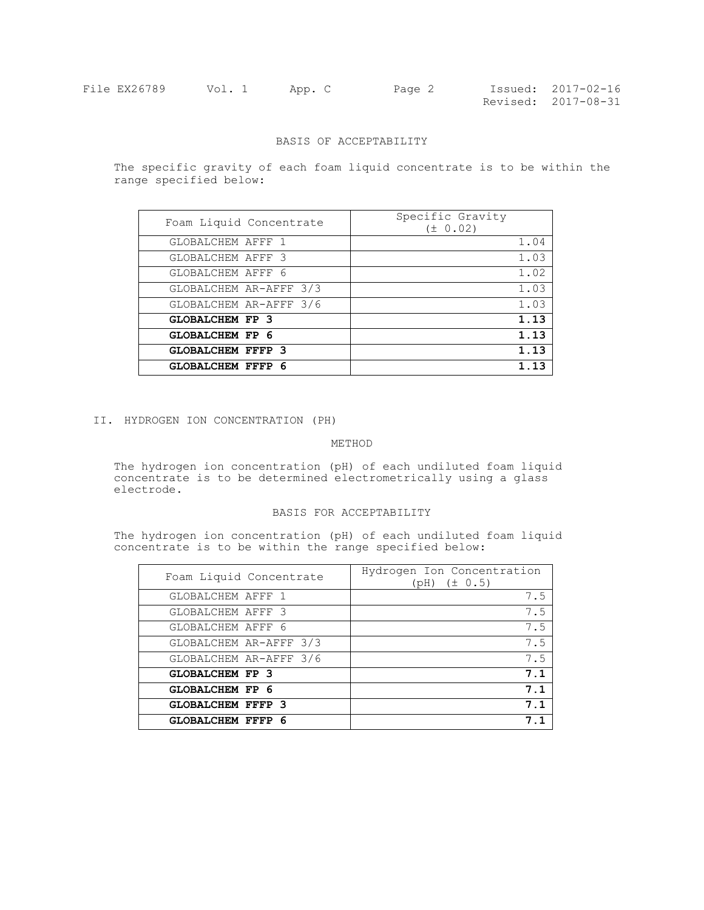### BASIS OF ACCEPTABILITY

The specific gravity of each foam liquid concentrate is to be within the range specified below:

| Foam Liquid Concentrate | Specific Gravity (± 0.02) |
|---|---|
| GLOBALCHEM AFFF 1 | 1.04 |
| GLOBALCHEM AFFF 3 | 1.03 |
| GLOBALCHEM AFFF 6 | 1.02 |
| GLOBALCHEM AR-AFFF 3/3 | 1.03 |
| GLOBALCHEM AR-AFFF 3/6 | 1.03 |
| **GLOBALCHEM FP 3** | **1.13** |
| **GLOBALCHEM FP 6** | **1.13** |
| **GLOBALCHEM FFFP 3** | **1.13** |
| **GLOBALCHEM FFFP 6** | **1.13** |

## II. HYDROGEN ION CONCENTRATION (PH)

### METHOD

The hydrogen ion concentration (pH) of each undiluted foam liquid concentrate is to be determined electrometrically using a glass electrode.

### BASIS FOR ACCEPTABILITY

The hydrogen ion concentration (pH) of each undiluted foam liquid concentrate is to be within the range specified below:

| Foam Liquid Concentrate | Hydrogen Ion Concentration (pH) (± 0.5) |
|---|---|
| GLOBALCHEM AFFF 1 | 7.5 |
| GLOBALCHEM AFFF 3 | 7.5 |
| GLOBALCHEM AFFF 6 | 7.5 |
| GLOBALCHEM AR-AFFF 3/3 | 7.5 |
| GLOBALCHEM AR-AFFF 3/6 | 7.5 |
| **GLOBALCHEM FP 3** | **7.1** |
| **GLOBALCHEM FP 6** | **7.1** |
| **GLOBALCHEM FFFP 3** | **7.1** |
| **GLOBALCHEM FFFP 6** | **7.1** |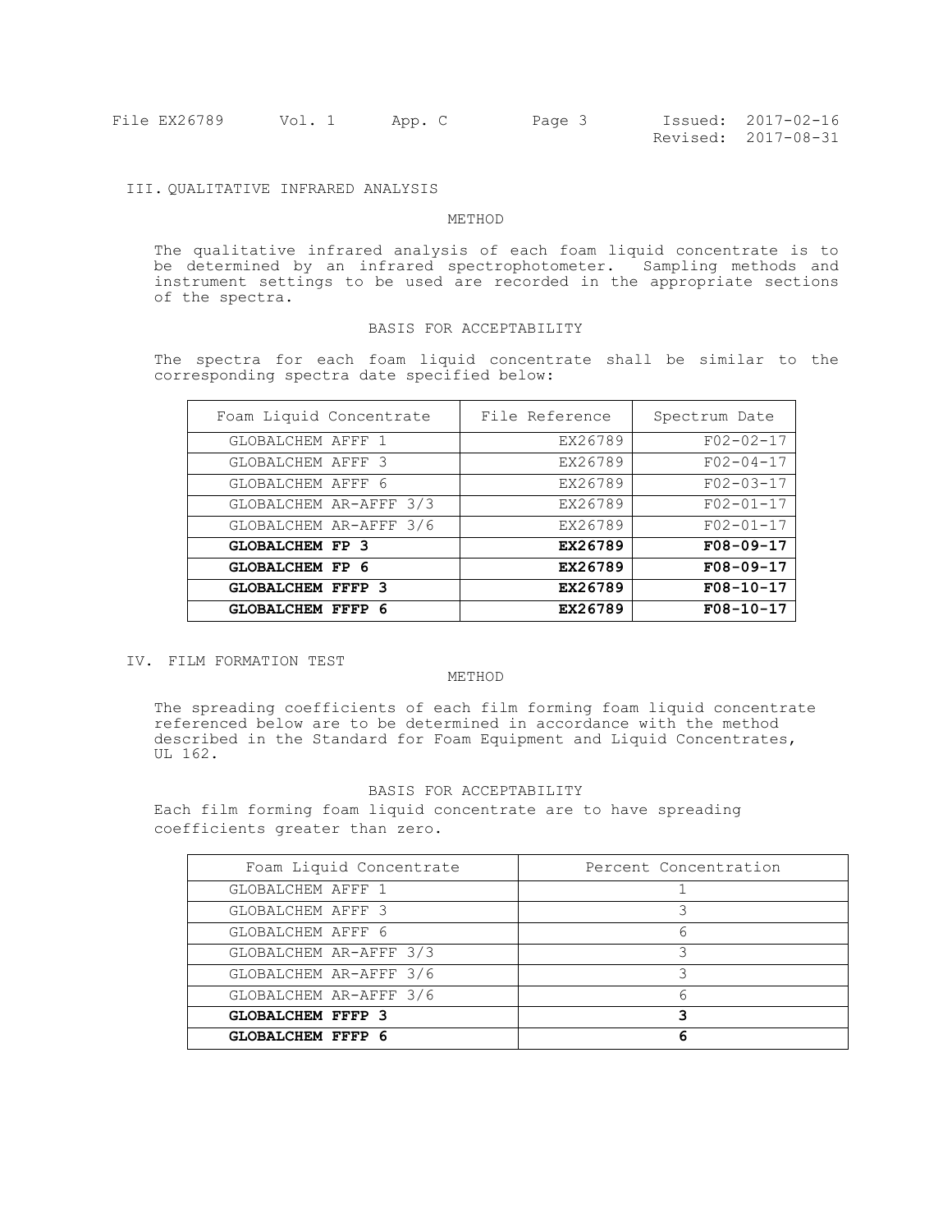## III. QUALITATIVE INFRARED ANALYSIS

### METHOD

The qualitative infrared analysis of each foam liquid concentrate is to be determined by an infrared spectrophotometer. Sampling methods and instrument settings to be used are recorded in the appropriate sections of the spectra.

### BASIS FOR ACCEPTABILITY

The spectra for each foam liquid concentrate shall be similar to the corresponding spectra date specified below:

| Foam Liquid Concentrate | File Reference | Spectrum Date |
|---|---|---|
| GLOBALCHEM AFFF 1 | EX26789 | F02-02-17 |
| GLOBALCHEM AFFF 3 | EX26789 | F02-04-17 |
| GLOBALCHEM AFFF 6 | EX26789 | F02-03-17 |
| GLOBALCHEM AR-AFFF 3/3 | EX26789 | F02-01-17 |
| GLOBALCHEM AR-AFFF 3/6 | EX26789 | F02-01-17 |
| **GLOBALCHEM FP 3** | **EX26789** | **F08-09-17** |
| **GLOBALCHEM FP 6** | **EX26789** | **F08-09-17** |
| **GLOBALCHEM FFFP 3** | **EX26789** | **F08-10-17** |
| **GLOBALCHEM FFFP 6** | **EX26789** | **F08-10-17** |

## IV. FILM FORMATION TEST

### METHOD

The spreading coefficients of each film forming foam liquid concentrate referenced below are to be determined in accordance with the method described in the Standard for Foam Equipment and Liquid Concentrates, UL 162.

### BASIS FOR ACCEPTABILITY

Each film forming foam liquid concentrate are to have spreading coefficients greater than zero.

| Foam Liquid Concentrate | Percent Concentration |
|---|---|
| GLOBALCHEM AFFF 1 | 1 |
| GLOBALCHEM AFFF 3 | 3 |
| GLOBALCHEM AFFF 6 | 6 |
| GLOBALCHEM AR-AFFF 3/3 | 3 |
| GLOBALCHEM AR-AFFF 3/6 | 3 |
| GLOBALCHEM AR-AFFF 3/6 | 6 |
| **GLOBALCHEM FFFP 3** | **3** |
| **GLOBALCHEM FFFP 6** | **6** |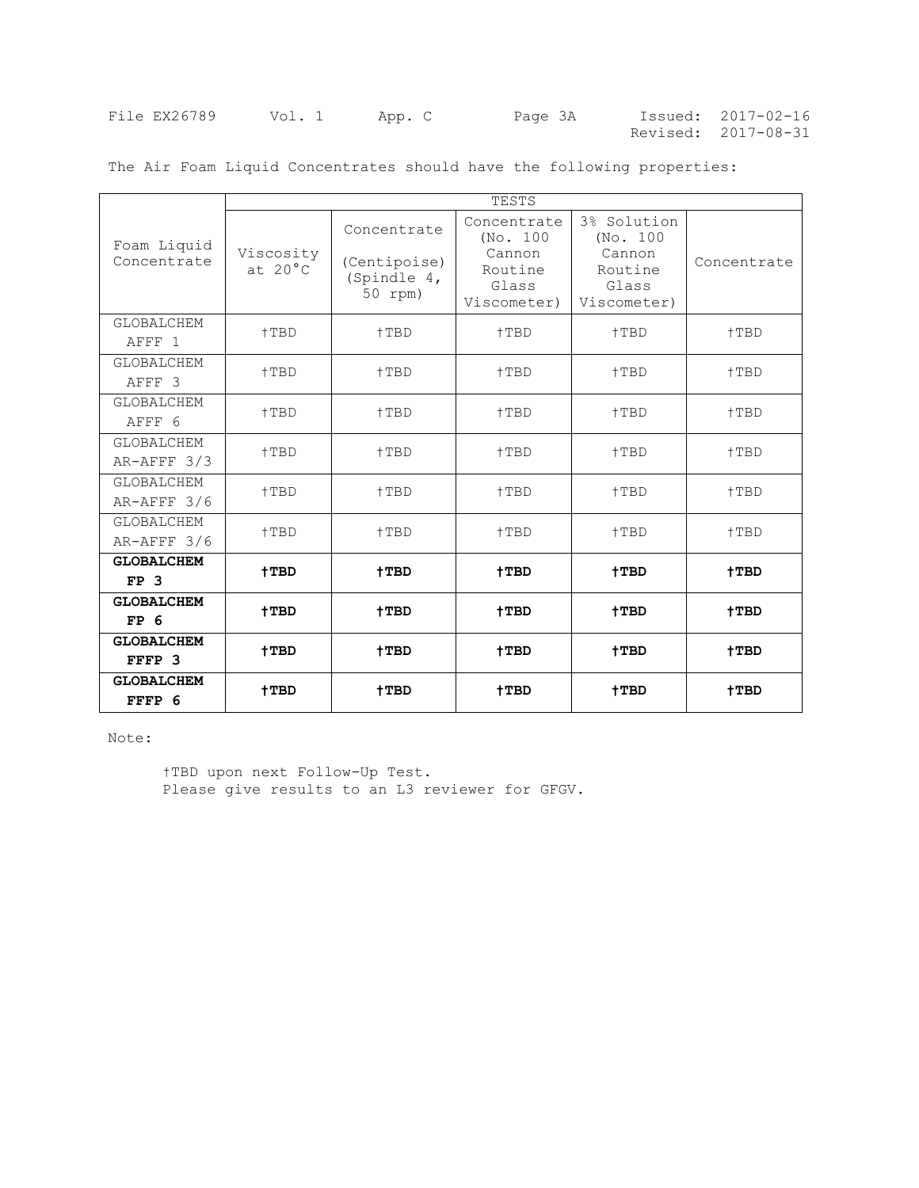The Air Foam Liquid Concentrates should have the following properties:

| Foam Liquid Concentrate | TESTS | | | | |
|---|---|---|---|---|---|
| | Viscosity at 20°C | Concentrate (Centipoise) (Spindle 4, 50 rpm) | Concentrate (No. 100 Cannon Routine Glass Viscometer) | 3% Solution (No. 100 Cannon Routine Glass Viscometer) | Concentrate |
| GLOBALCHEM AFFF 1 | †TBD | †TBD | †TBD | †TBD | †TBD |
| GLOBALCHEM AFFF 3 | †TBD | †TBD | †TBD | †TBD | †TBD |
| GLOBALCHEM AFFF 6 | †TBD | †TBD | †TBD | †TBD | †TBD |
| GLOBALCHEM AR-AFFF 3/3 | †TBD | †TBD | †TBD | †TBD | †TBD |
| GLOBALCHEM AR-AFFF 3/6 | †TBD | †TBD | †TBD | †TBD | †TBD |
| GLOBALCHEM AR-AFFF 3/6 | †TBD | †TBD | †TBD | †TBD | †TBD |
| **GLOBALCHEM FP 3** | **†TBD** | **†TBD** | **†TBD** | **†TBD** | **†TBD** |
| **GLOBALCHEM FP 6** | **†TBD** | **†TBD** | **†TBD** | **†TBD** | **†TBD** |
| **GLOBALCHEM FFFP 3** | **†TBD** | **†TBD** | **†TBD** | **†TBD** | **†TBD** |
| **GLOBALCHEM FFFP 6** | **†TBD** | **†TBD** | **†TBD** | **†TBD** | **†TBD** |

Note:

†TBD upon next Follow-Up Test.
Please give results to an L3 reviewer for GFGV.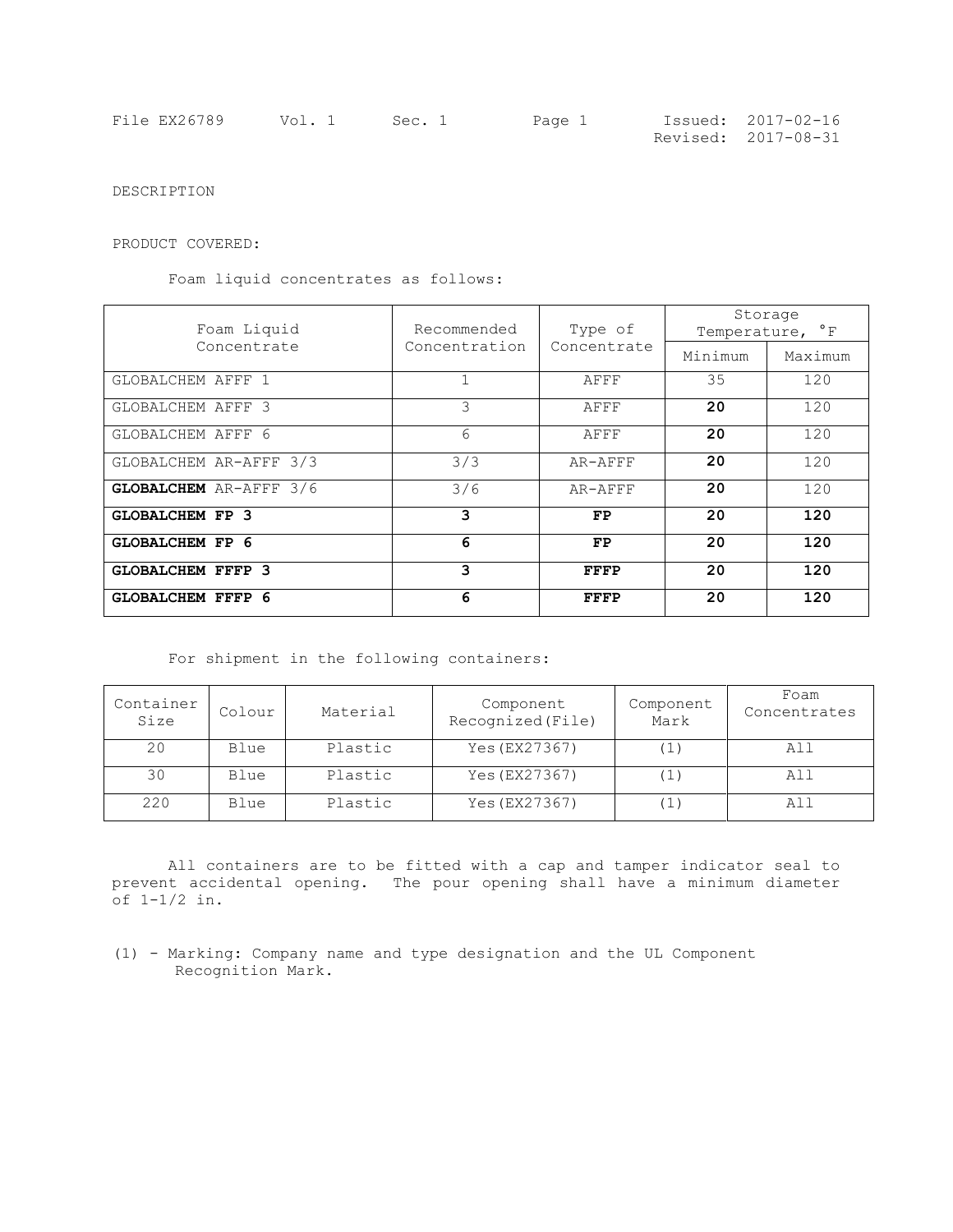File EX26789 Vol. 1 Sec. 1 Page 1 Issued: 2017-02-16
Revised: 2017-08-31

DESCRIPTION

PRODUCT COVERED:

Foam liquid concentrates as follows:

| Foam Liquid Concentrate | Recommended Concentration | Type of Concentrate | Storage Temperature, °F | |
|---|---|---|---|---|
| | | | Minimum | Maximum |
| GLOBALCHEM AFFF 1 | 1 | AFFF | 35 | 120 |
| GLOBALCHEM AFFF 3 | 3 | AFFF | **20** | 120 |
| GLOBALCHEM AFFF 6 | 6 | AFFF | **20** | 120 |
| GLOBALCHEM AR-AFFF 3/3 | 3/3 | AR-AFFF | **20** | 120 |
| **GLOBALCHEM** AR-AFFF 3/6 | 3/6 | AR-AFFF | **20** | 120 |
| **GLOBALCHEM FP 3** | **3** | **FP** | **20** | **120** |
| **GLOBALCHEM FP 6** | **6** | **FP** | **20** | **120** |
| **GLOBALCHEM FFFP 3** | **3** | **FFFP** | **20** | **120** |
| **GLOBALCHEM FFFP 6** | **6** | **FFFP** | **20** | **120** |

For shipment in the following containers:

| Container Size | Colour | Material | Component Recognized(File) | Component Mark | Foam Concentrates |
|---|---|---|---|---|---|
| 20 | Blue | Plastic | Yes(EX27367) | (1) | All |
| 30 | Blue | Plastic | Yes(EX27367) | (1) | All |
| 220 | Blue | Plastic | Yes(EX27367) | (1) | All |

All containers are to be fitted with a cap and tamper indicator seal to prevent accidental opening. The pour opening shall have a minimum diameter of 1-1/2 in.

(1) - Marking: Company name and type designation and the UL Component Recognition Mark.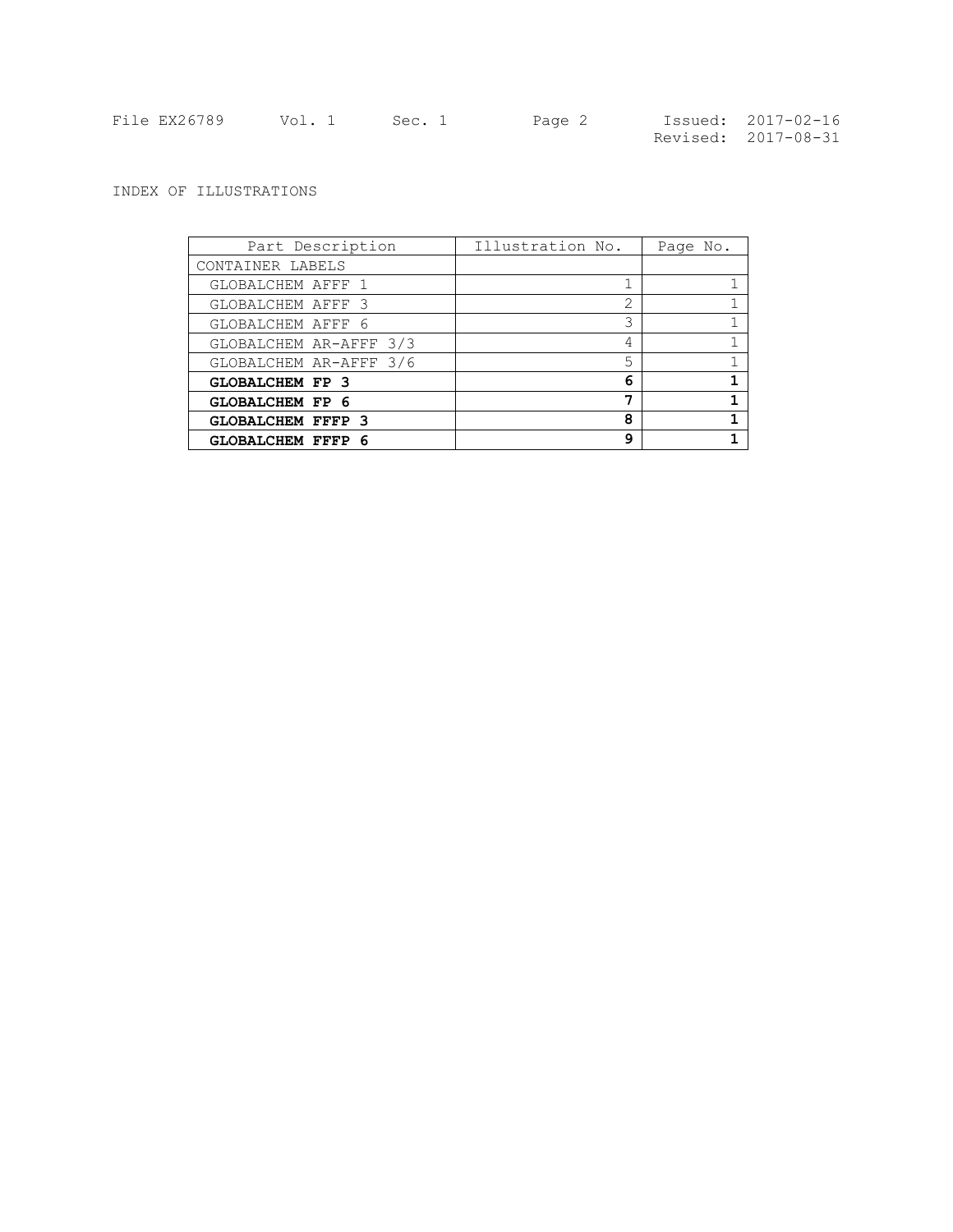INDEX OF ILLUSTRATIONS

| Part Description | Illustration No. | Page No. |
|---|---|---|
| CONTAINER LABELS | | |
| GLOBALCHEM AFFF 1 | 1 | 1 |
| GLOBALCHEM AFFF 3 | 2 | 1 |
| GLOBALCHEM AFFF 6 | 3 | 1 |
| GLOBALCHEM AR-AFFF 3/3 | 4 | 1 |
| GLOBALCHEM AR-AFFF 3/6 | 5 | 1 |
| **GLOBALCHEM FP 3** | **6** | **1** |
| **GLOBALCHEM FP 6** | **7** | **1** |
| **GLOBALCHEM FFFP 3** | **8** | **1** |
| **GLOBALCHEM FFFP 6** | **9** | **1** |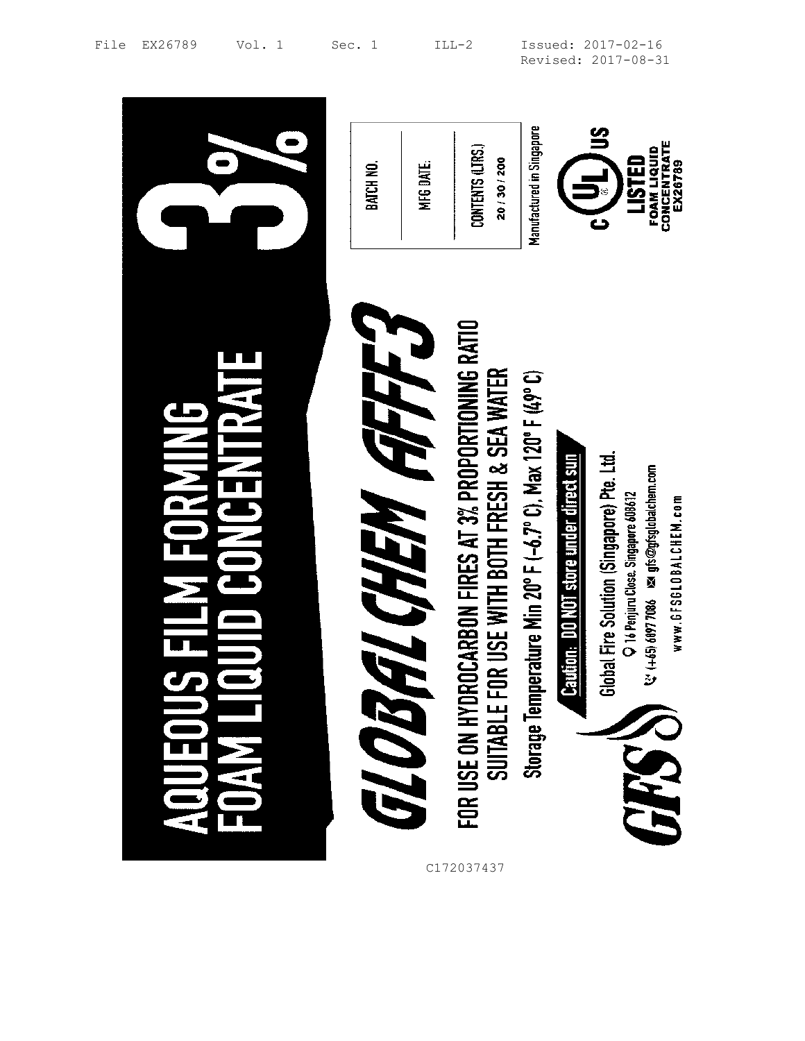File EX26789 Vol. 1 Sec. 1 ILL-2 Issued: 2017-02-16
Revised: 2017-08-31

# AQUEOUS FILM FORMING FOAM LIQUID CONCENTRATE

# 3%

# GLOBALCHEM AFFF3

FOR USE ON HYDROCARBON FIRES AT 3% PROPORTIONING RATIO
SUITABLE FOR USE WITH BOTH FRESH & SEA WATER

Storage Temperature Min 20° F (–6.7° C), Max 120° F (49° C)

**Caution: DO NOT store under direct sun**

| BATCH NO. |
|---|
| MFG DATE: |
| CONTENTS (LTRS.) 20 / 30 / 200 |

Manufactured in Singapore

C UL US LISTED FOAM LIQUID CONCENTRATE EX26789

GFS

Global Fire Solution (Singapore) Pte. Ltd.
16 Penjuru Close, Singapore 608612
(+65) 6897 7086 gfs@gfsglobalchem.com
www.GFSGLOBALCHEM.com

C172037437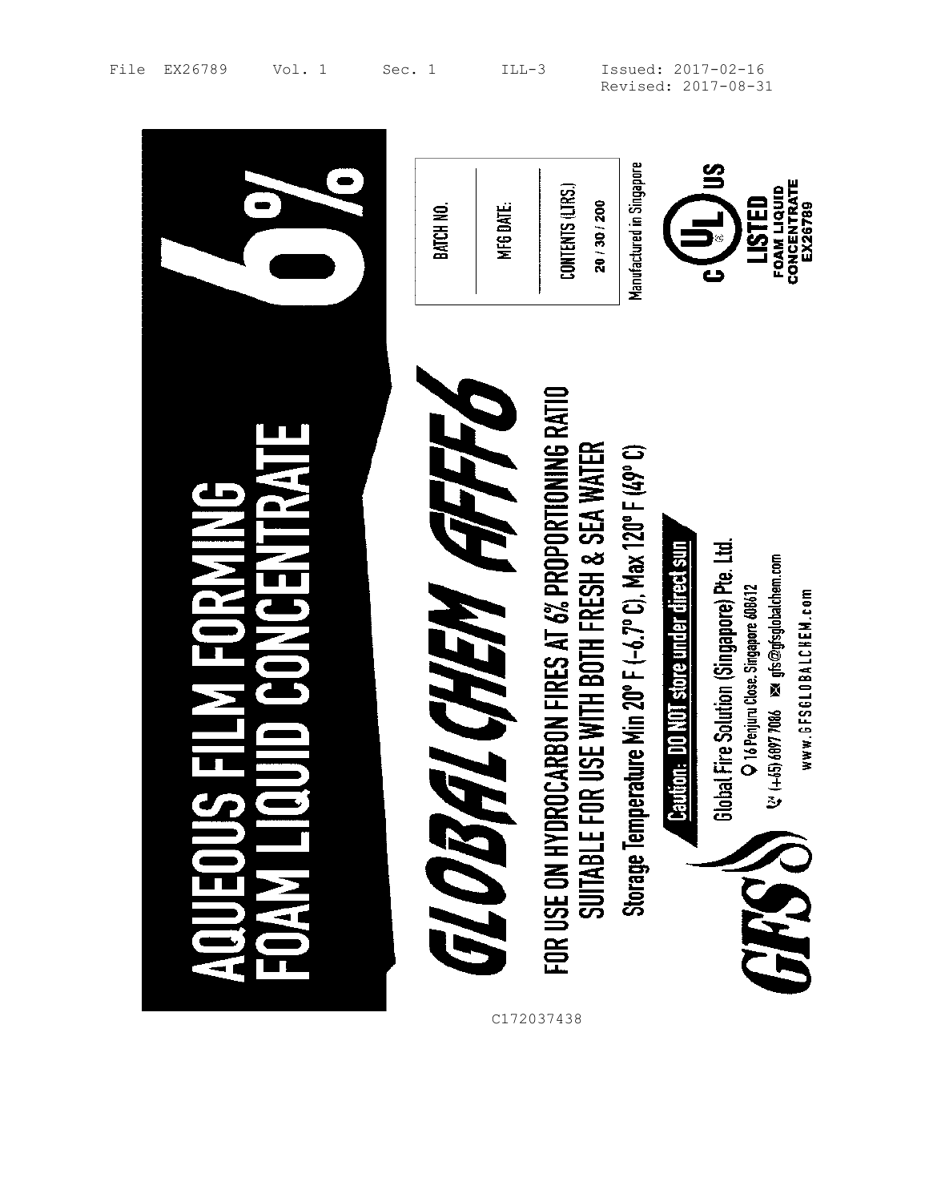File EX26789 Vol. 1 Sec. 1 ILL-3 Issued: 2017-02-16
Revised: 2017-08-31

# AQUEOUS FILM FORMING FOAM LIQUID CONCENTRATE

# 6%

BATCH NO.

MFG DATE:

CONTENTS (LTRS.)
20 / 30 / 200

Manufactured in Singapore

C UL US
LISTED
FOAM LIQUID CONCENTRATE
EX26789

# GLOBALCHEM AFFF6

FOR USE ON HYDROCARBON FIRES AT 6% PROPORTIONING RATIO
SUITABLE FOR USE WITH BOTH FRESH & SEA WATER

Storage Temperature Min 20° F (-6.7° C), Max 120° F (49° C)

**Caution: DO NOT store under direct sun**

GFS

Global Fire Solution (Singapore) Pte. Ltd.
16 Penjuru Close, Singapore 608612
(+65) 6897 7066 gfs@gfsglobalchem.com
www.GFSGLOBALCHEM.com

C172037438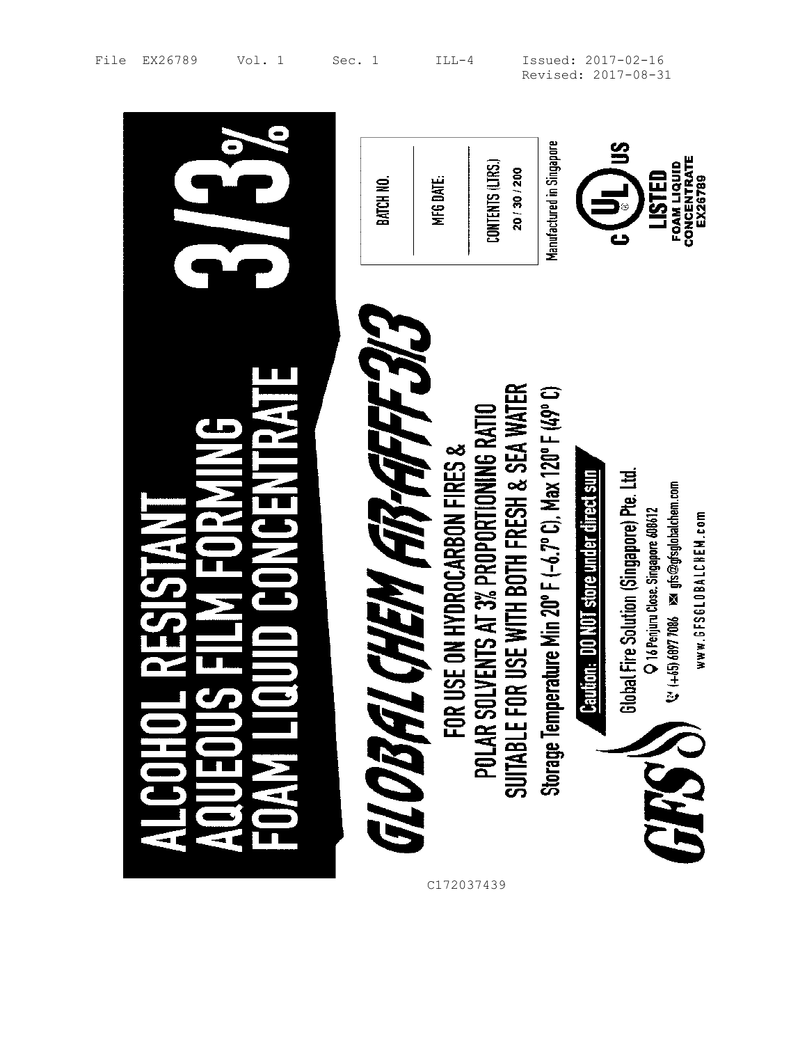File EX26789 Vol. 1 Sec. 1 ILL-4 Issued: 2017-02-16
Revised: 2017-08-31

# ALCOHOL RESISTANT AQUEOUS FILM FORMING FOAM LIQUID CONCENTRATE

# 3/3%

## GLOBAL CHEM AR-AFFF 3/3

FOR USE ON HYDROCARBON FIRES & POLAR SOLVENTS AT 3% PROPORTIONING RATIO
SUITABLE FOR USE WITH BOTH FRESH & SEA WATER

Storage Temperature Min 20° F (-6.7° C), Max 120° F (49° C)

**Caution: DO NOT store under direct sun**

| BATCH NO. | |
|---|---|
| MFG DATE: | |
| CONTENTS (LTRS.) 20 / 30 / 200 | |

Manufactured in Singapore

c UL US
LISTED
FOAM LIQUID CONCENTRATE
EX26789

GFS

Global Fire Solution (Singapore) Pte. Ltd.
16 Penjuru Close, Singapore 608612
(+65) 6897 7086 gfs@gfsglobalchem.com
www.GFSGLOBALCHEM.com

C172037439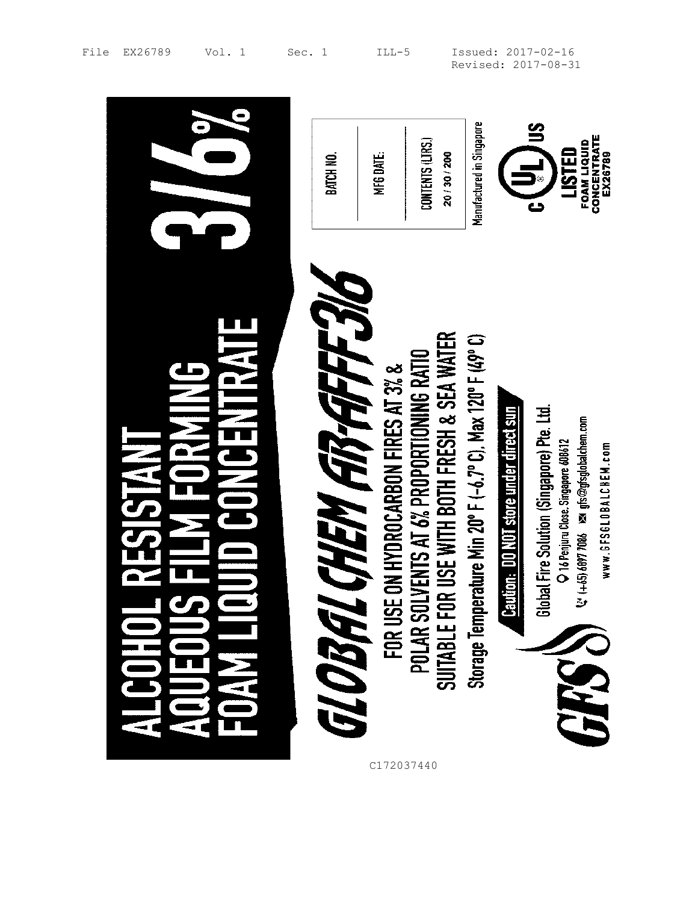File EX26789 Vol. 1 Sec. 1 ILL-5 Issued: 2017-02-16
Revised: 2017-08-31

# ALCOHOL RESISTANT AQUEOUS FILM FORMING FOAM LIQUID CONCENTRATE

# 3/6%

BATCH NO.

MFG DATE:

CONTENTS (LTRS.)
20 / 30 / 200

Manufactured in Singapore

C UL US
LISTED
FOAM LIQUID CONCENTRATE
EX26789

## GLOBAL CHEM AR-AFFF 3/6

FOR USE ON HYDROCARBON FIRES AT 3% &
POLAR SOLVENTS AT 6% PROPORTIONING RATIO
SUITABLE FOR USE WITH BOTH FRESH & SEA WATER

Storage Temperature Min 20° F (-6.7° C), Max 120° F (49° C)

**Caution: DO NOT store under direct sun**

GFS

Global Fire Solution (Singapore) Pte. Ltd.
16 Penjuru Close, Singapore 608612
(+65) 6897 7086 gfs@gfsglobalchem.com
www.GFSGLOBALCHEM.com

C172037440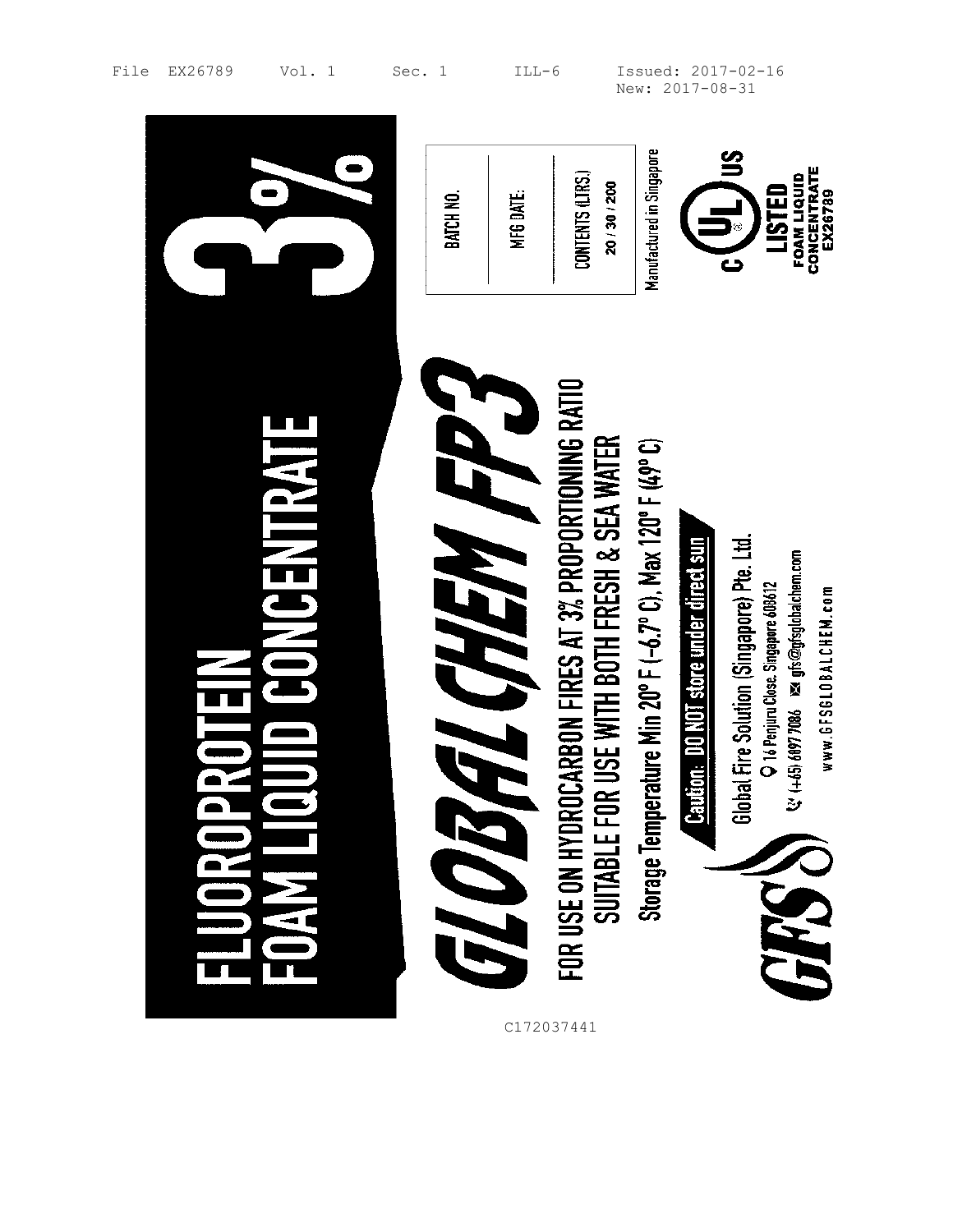File EX26789 Vol. 1 Sec. 1 ILL-6 Issued: 2017-02-16
New: 2017-08-31

# FLUOROPROTEIN FOAM LIQUID CONCENTRATE

# 3%

| BATCH NO. | MFG DATE: | CONTENTS (LTRS.) 20 / 30 / 200 |
|---|---|---|

Manufactured in Singapore

C UL US LISTED FOAM LIQUID CONCENTRATE EX26789

# GLOBAL CHEM FP3

**FOR USE ON HYDROCARBON FIRES AT 3% PROPORTIONING RATIO**
**SUITABLE FOR USE WITH BOTH FRESH & SEA WATER**

**Storage Temperature Min 20° F (-6.7° C), Max 120° F (49° C)**

**Caution: DO NOT store under direct sun**

GFS

Global Fire Solution (Singapore) Pte. Ltd.
16 Penjuru Close, Singapore 608612
(+65) 6897 7086 gfs@gfsglobalchem.com
WWW.GFSGLOBALCHEM.com

C172037441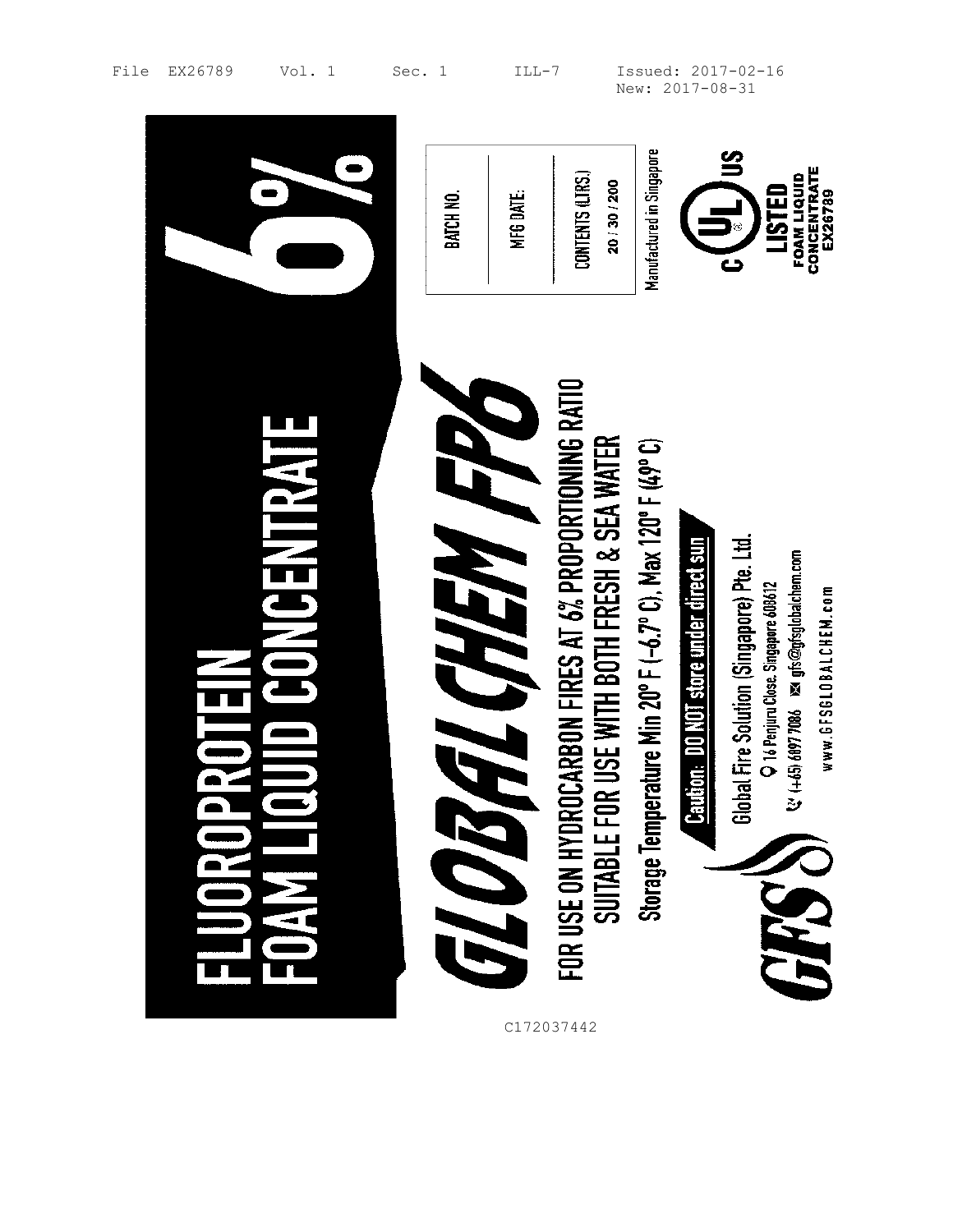File EX26789 Vol. 1 Sec. 1 ILL-7 Issued: 2017-02-16
New: 2017-08-31

# FLUOROPROTEIN FOAM LIQUID CONCENTRATE

# 6%

| BATCH NO. |
|---|
| MFG DATE: |
| CONTENTS (LTRS.) 20 / 30 / 200 |

Manufactured in Singapore

C UL US LISTED FOAM LIQUID CONCENTRATE EX26789

# GLOBALCHEM FP6

**FOR USE ON HYDROCARBON FIRES AT 6% PROPORTIONING RATIO**
**SUITABLE FOR USE WITH BOTH FRESH & SEA WATER**

**Storage Temperature Min 20° F (-6.7° C), Max 120° F (49° C)**

**Caution: DO NOT store under direct sun**

GFS

Global Fire Solution (Singapore) Pte. Ltd.
16 Penjuru Close, Singapore 608612
(+65) 6897 7086 gfs@gfsglobalchem.com
www.GFSGLOBALCHEM.com

C172037442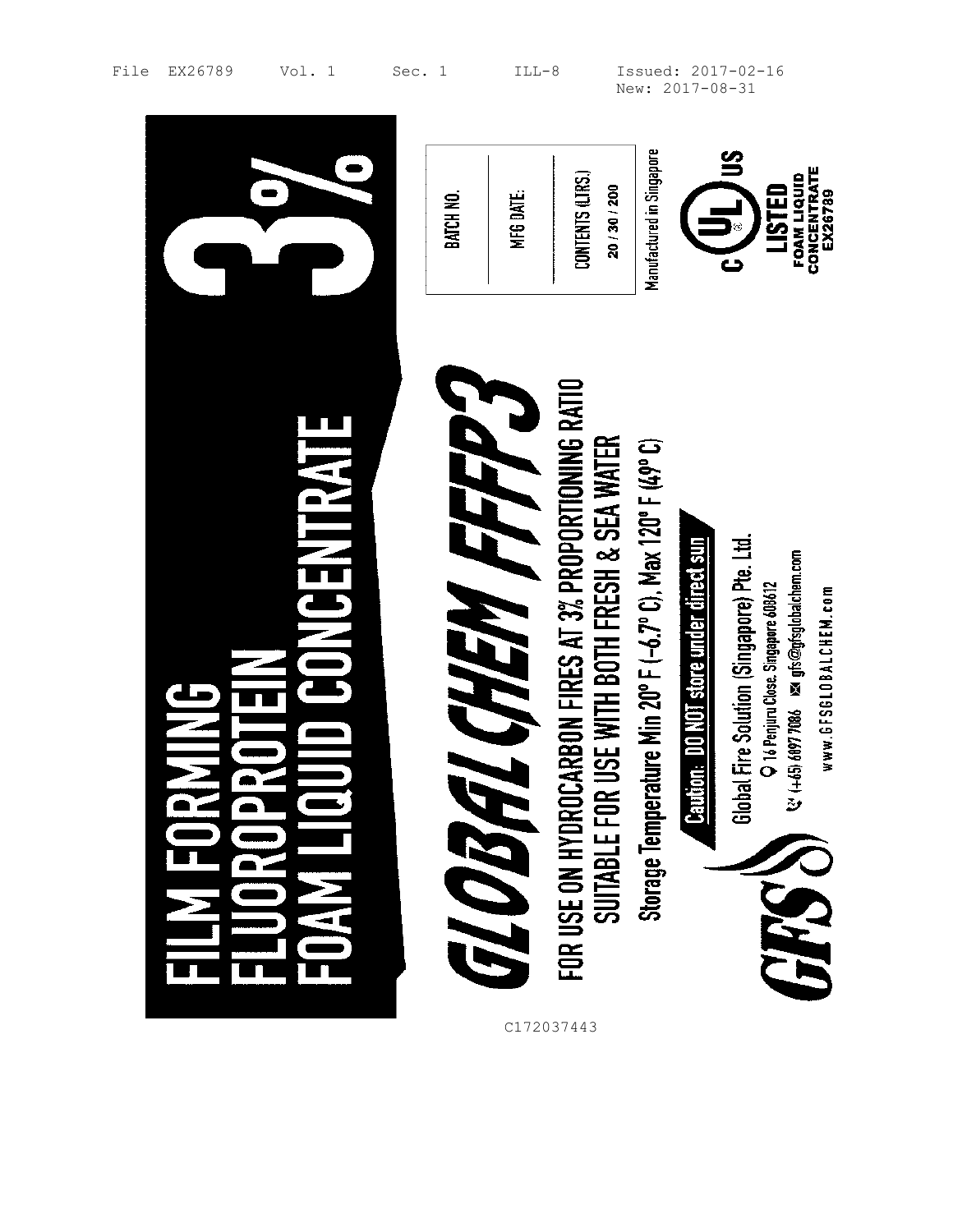File EX26789 Vol. 1 Sec. 1 ILL-8 Issued: 2017-02-16
New: 2017-08-31

# FILM FORMING FLUOROPROTEIN FOAM LIQUID CONCENTRATE

# 3%

| BATCH NO. | |
|---|---|
| MFG DATE: | |
| CONTENTS (LTRS.) 20 / 30 / 200 | |

Manufactured in Singapore

C UL US LISTED FOAM LIQUID CONCENTRATE EX26789

# GLOBALCHEM FFFP3

FOR USE ON HYDROCARBON FIRES AT 3% PROPORTIONING RATIO
SUITABLE FOR USE WITH BOTH FRESH & SEA WATER

Storage Temperature Min 20° F (-6.7° C), Max 120° F (49° C)

**Caution: DO NOT store under direct sun**

GFS

Global Fire Solution (Singapore) Pte. Ltd.
16 Penjuru Close, Singapore 608612
(+65) 6897 7686 gfs@gfsglobalchem.com
www.GFSGLOBALCHEM.com

C172037443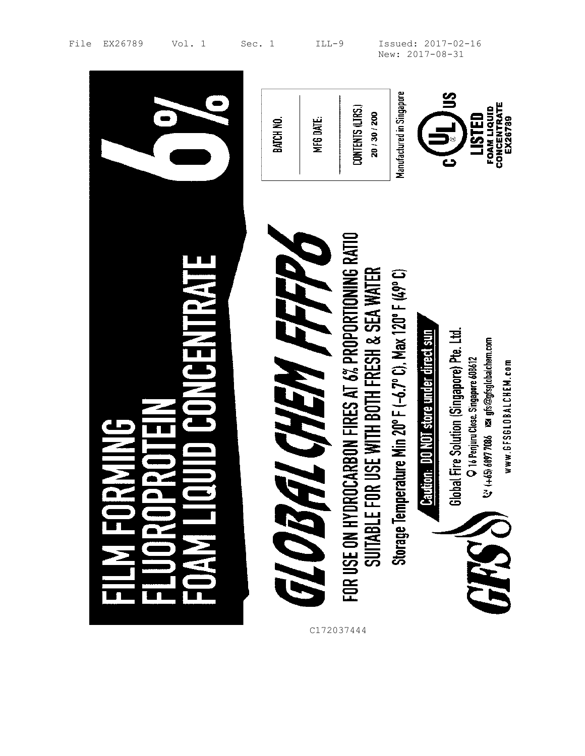File EX26789 Vol. 1 Sec. 1 ILL-9 Issued: 2017-02-16
New: 2017-08-31

# FILM FORMING FLUOROPROTEIN FOAM LIQUID CONCENTRATE

# 6%

| BATCH NO. | |
|---|---|
| MFG DATE: | |
| CONTENTS (LTRS.) 20 / 30 / 200 | |

Manufactured in Singapore

C UL US LISTED
FOAM LIQUID CONCENTRATE
EX26789

# GLOBALCHEM FFFP6

**FOR USE ON HYDROCARBON FIRES AT 6% PROPORTIONING RATIO**
**SUITABLE FOR USE WITH BOTH FRESH & SEA WATER**

**Storage Temperature Min 20° F (-6.7° C), Max 120° F (49° C)**

**Caution: DO NOT store under direct sun**

GFS

Global Fire Solution (Singapore) Pte. Ltd.
16 Penjuru Close, Singapore 608612
(+65) 6897 7086 gfs@gfsglobalchem.com
www.GFSGLOBALCHEM.com

C172037444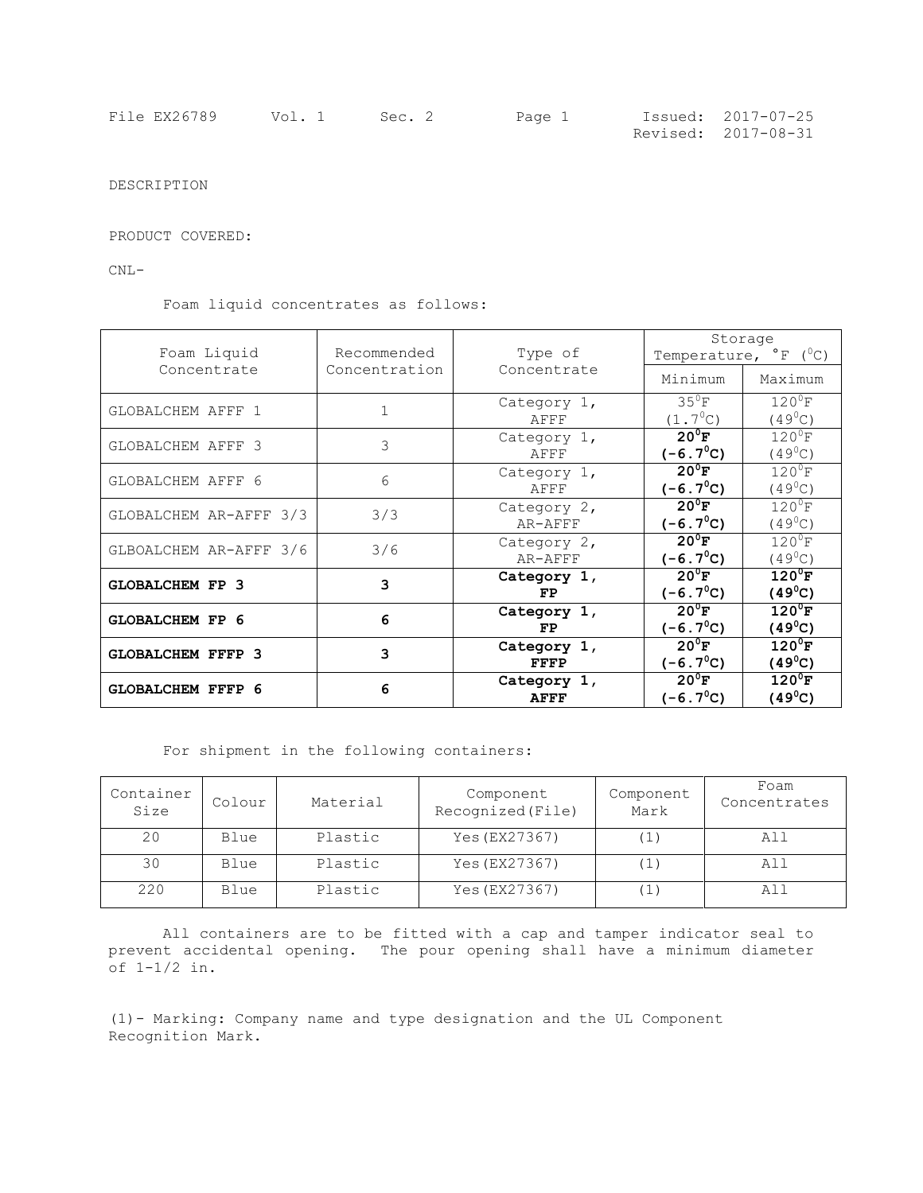File EX26789 Vol. 1 Sec. 2 Issued: 2017-07-25
Revised: 2017-08-31

DESCRIPTION

PRODUCT COVERED:

CNL-

Foam liquid concentrates as follows:

| Foam Liquid Concentrate | Recommended Concentration | Type of Concentrate | Storage Temperature, °F (°C) | |
|---|---|---|---|---|
| | | | Minimum | Maximum |
| GLOBALCHEM AFFF 1 | 1 | Category 1, AFFF | 35°F (1.7°C) | 120°F (49°C) |
| GLOBALCHEM AFFF 3 | 3 | Category 1, AFFF | **20°F (-6.7°C)** | 120°F (49°C) |
| GLOBALCHEM AFFF 6 | 6 | Category 1, AFFF | **20°F (-6.7°C)** | 120°F (49°C) |
| GLOBALCHEM AR-AFFF 3/3 | 3/3 | Category 2, AR-AFFF | **20°F (-6.7°C)** | 120°F (49°C) |
| GLBOALCHEM AR-AFFF 3/6 | 3/6 | Category 2, AR-AFFF | **20°F (-6.7°C)** | 120°F (49°C) |
| **GLOBALCHEM FP 3** | **3** | **Category 1, FP** | **20°F (-6.7°C)** | **120°F (49°C)** |
| **GLOBALCHEM FP 6** | **6** | **Category 1, FP** | **20°F (-6.7°C)** | **120°F (49°C)** |
| **GLOBALCHEM FFFP 3** | **3** | **Category 1, FFFP** | **20°F (-6.7°C)** | **120°F (49°C)** |
| **GLOBALCHEM FFFP 6** | **6** | **Category 1, AFFF** | **20°F (-6.7°C)** | **120°F (49°C)** |

For shipment in the following containers:

| Container Size | Colour | Material | Component Recognized(File) | Component Mark | Foam Concentrates |
|---|---|---|---|---|---|
| 20 | Blue | Plastic | Yes(EX27367) | (1) | All |
| 30 | Blue | Plastic | Yes(EX27367) | (1) | All |
| 220 | Blue | Plastic | Yes(EX27367) | (1) | All |

All containers are to be fitted with a cap and tamper indicator seal to prevent accidental opening. The pour opening shall have a minimum diameter of 1-1/2 in.

(1)- Marking: Company name and type designation and the UL Component Recognition Mark.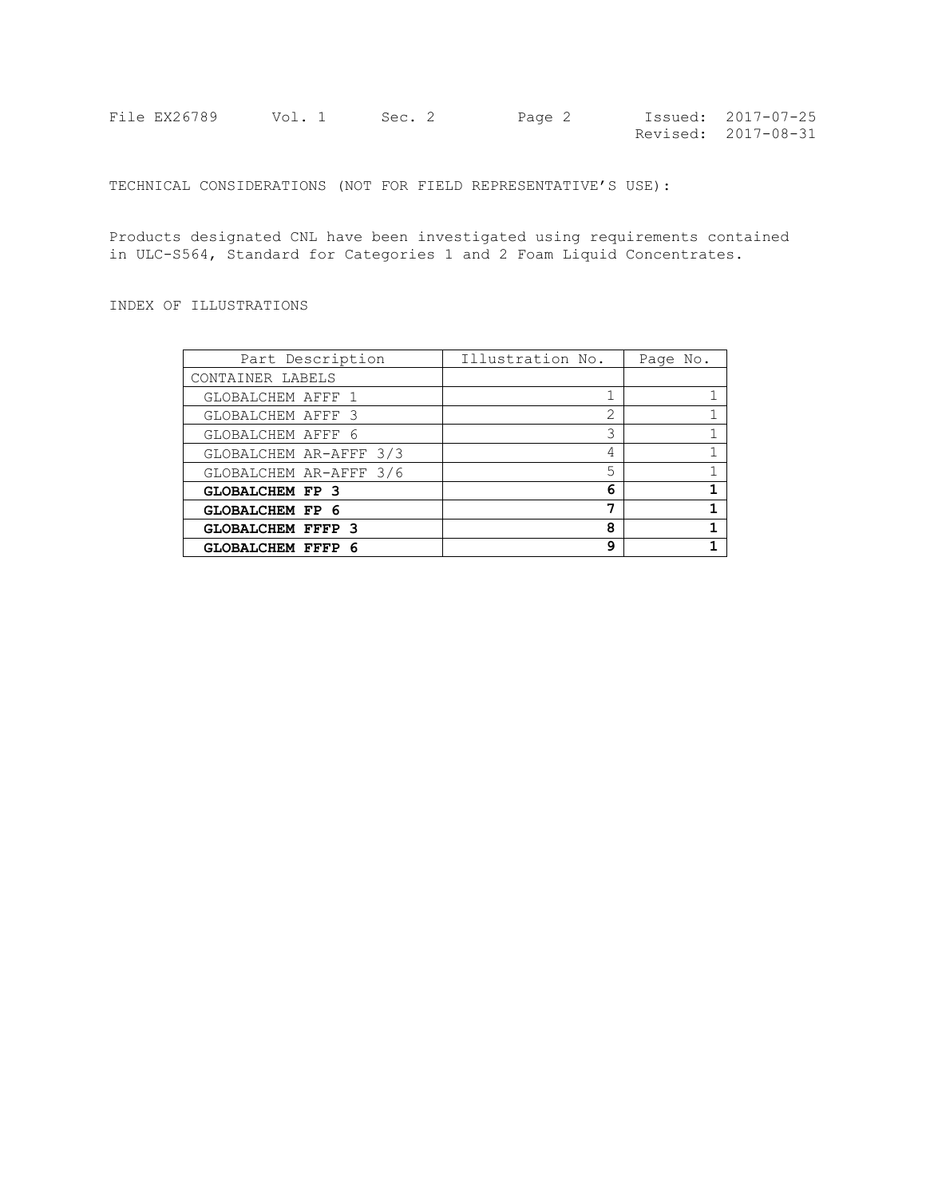TECHNICAL CONSIDERATIONS (NOT FOR FIELD REPRESENTATIVE'S USE):

Products designated CNL have been investigated using requirements contained in ULC-S564, Standard for Categories 1 and 2 Foam Liquid Concentrates.

INDEX OF ILLUSTRATIONS

| Part Description | Illustration No. | Page No. |
|---|---|---|
| CONTAINER LABELS | | |
| GLOBALCHEM AFFF 1 | 1 | 1 |
| GLOBALCHEM AFFF 3 | 2 | 1 |
| GLOBALCHEM AFFF 6 | 3 | 1 |
| GLOBALCHEM AR-AFFF 3/3 | 4 | 1 |
| GLOBALCHEM AR-AFFF 3/6 | 5 | 1 |
| **GLOBALCHEM FP 3** | **6** | **1** |
| **GLOBALCHEM FP 6** | **7** | **1** |
| **GLOBALCHEM FFFP 3** | **8** | **1** |
| **GLOBALCHEM FFFP 6** | **9** | **1** |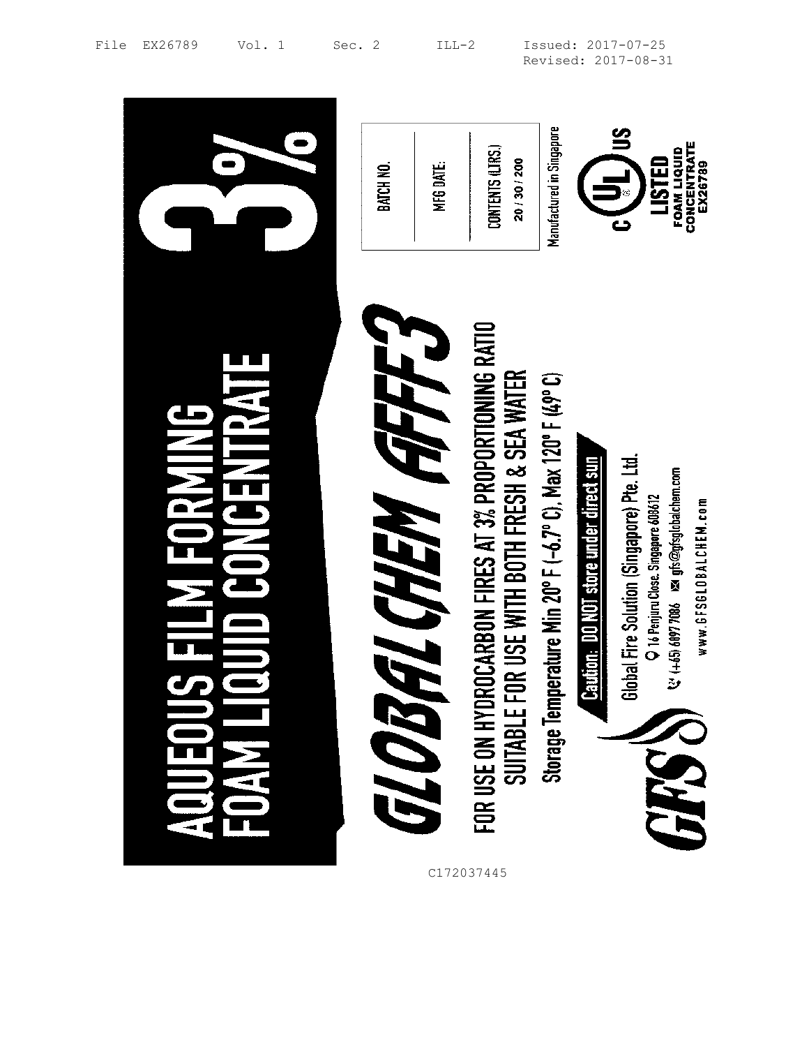File EX26789 Vol. 1 Sec. 2 ILL-2 Issued: 2017-07-25
Revised: 2017-08-31

# AQUEOUS FILM FORMING FOAM LIQUID CONCENTRATE

# 3%

| BATCH NO. | MFG DATE: | CONTENTS (LTRS.) 20 / 30 / 200 |
|---|---|---|

Manufactured in Singapore

C UL US LISTED
FOAM LIQUID CONCENTRATE
EX26789

## GLOBALCHEM AFFF3

FOR USE ON HYDROCARBON FIRES AT 3% PROPORTIONING RATIO
SUITABLE FOR USE WITH BOTH FRESH & SEA WATER

Storage Temperature Min 20° F (-6.7° C), Max 120° F (49° C)

**Caution: DO NOT store under direct sun**

GFS

Global Fire Solution (Singapore) Pte. Ltd.
16 Penjuru Close, Singapore 608612
(+65) 6897 7086 gfs@gfsglobalchem.com
www.GFSGLOBALCHEM.com

C172037445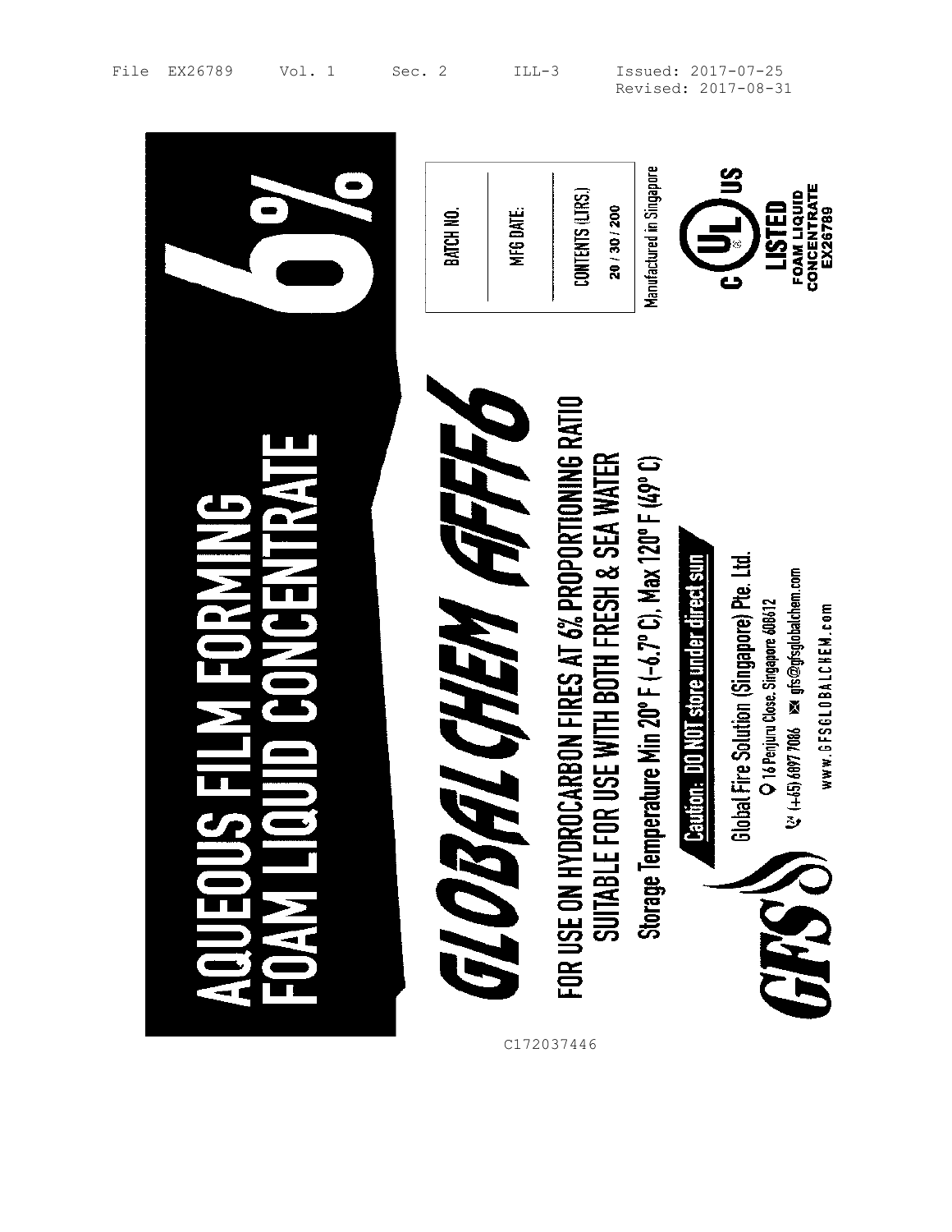File EX26789 Vol. 1 Sec. 2 ILL-3 Issued: 2017-07-25
Revised: 2017-08-31

# AQUEOUS FILM FORMING FOAM LIQUID CONCENTRATE

# 6%

BATCH NO.

MFG DATE:

CONTENTS (LTRS.)
20 / 30 / 200

Manufactured in Singapore

c UL US
LISTED
FOAM LIQUID
CONCENTRATE
EX26789

# GLOBALCHEM AFFF6

FOR USE ON HYDROCARBON FIRES AT 6% PROPORTIONING RATIO
SUITABLE FOR USE WITH BOTH FRESH & SEA WATER

Storage Temperature Min 20° F (-6.7° C), Max 120° F (49° C)

**Caution: DO NOT store under direct sun**

GFS

Global Fire Solution (Singapore) Pte. Ltd.
16 Penjuru Close, Singapore 608612
(+65) 6897 7066 gfs@gfsglobalchem.com
www.GFSGLOBALCHEM.com

C172037446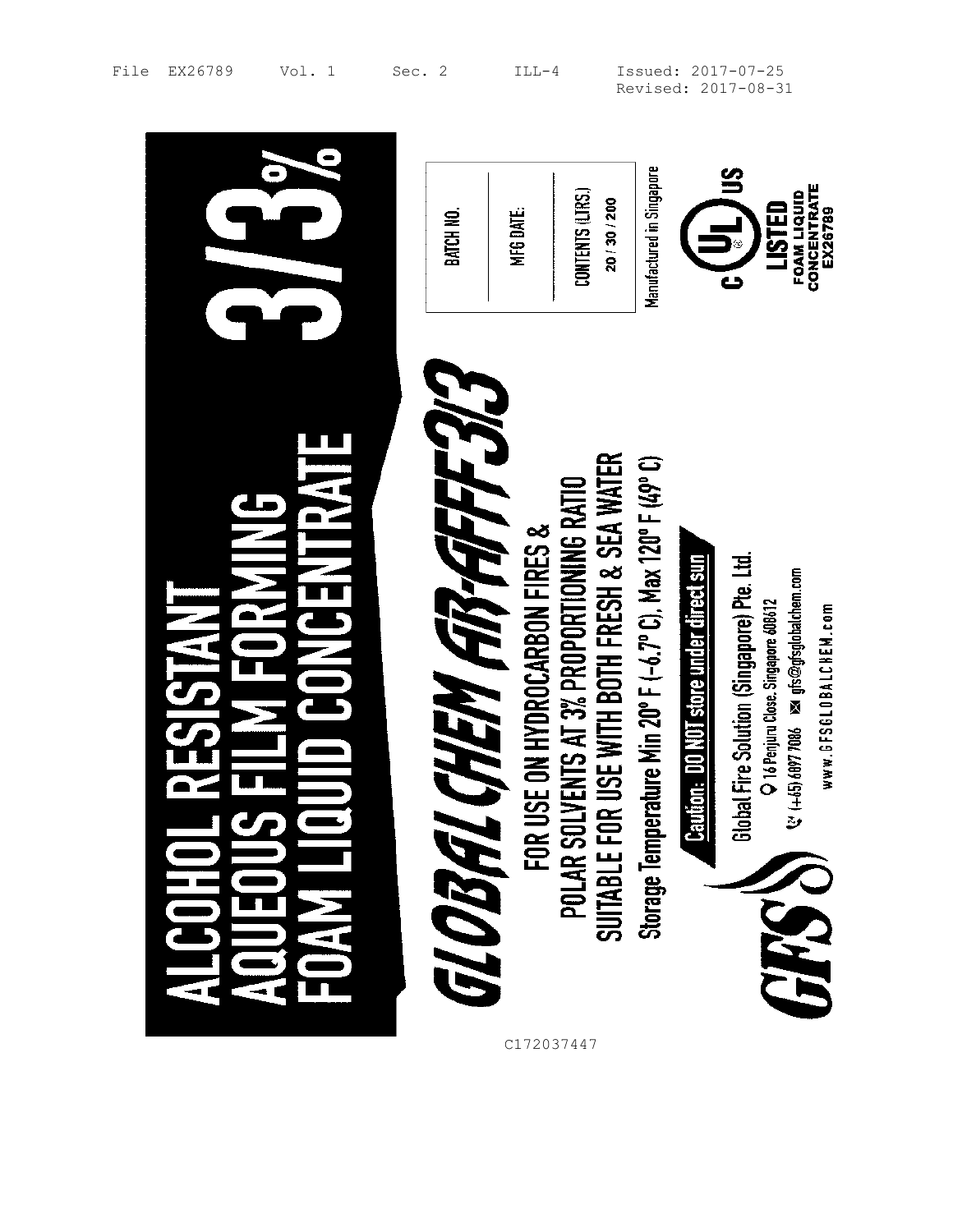File EX26789 Vol. 1 Sec. 2 ILL-4 Issued: 2017-07-25
Revised: 2017-08-31

# ALCOHOL RESISTANT AQUEOUS FILM FORMING FOAM LIQUID CONCENTRATE

# 3/3%

BATCH NO.

MFG DATE:

CONTENTS (LTRS.)
20 / 30 / 200

Manufactured in Singapore

c UL US
LISTED
FOAM LIQUID CONCENTRATE
EX26789

## GLOBAL CHEM AR-AFFF3/3

FOR USE ON HYDROCARBON FIRES & POLAR SOLVENTS AT 3% PROPORTIONING RATIO

SUITABLE FOR USE WITH BOTH FRESH & SEA WATER

Storage Temperature Min 20° F (-6.7° C), Max 120° F (49° C)

**Caution: DO NOT store under direct sun**

GFS

Global Fire Solution (Singapore) Pte. Ltd.

16 Penjuru Close, Singapore 608612

(+65) 6897 7086 gfs@gfsglobalchem.com

www.GFSGLOBALCHEM.com

C172037447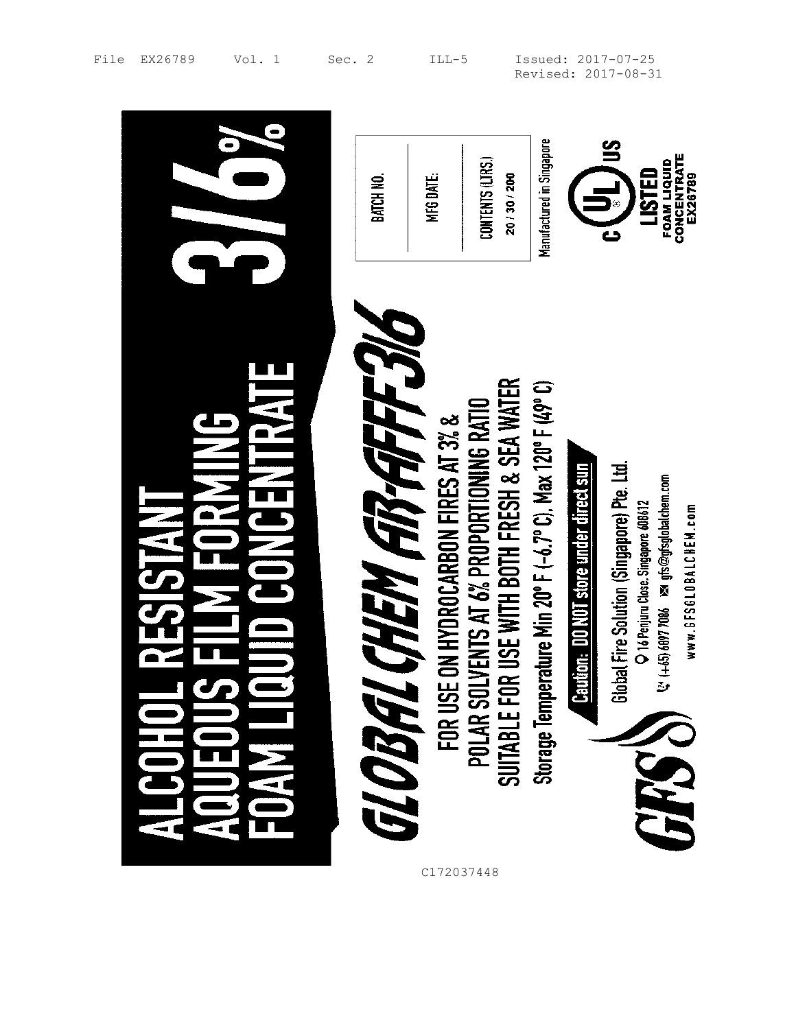File EX26789 Vol. 1 Sec. 2 ILL-5 Issued: 2017-07-25
Revised: 2017-08-31

# ALCOHOL RESISTANT AQUEOUS FILM FORMING FOAM LIQUID CONCENTRATE

# 3/6%

## GLOBAL CHEM AR-AFFF3/6

FOR USE ON HYDROCARBON FIRES AT 3% & POLAR SOLVENTS AT 6% PROPORTIONING RATIO

SUITABLE FOR USE WITH BOTH FRESH & SEA WATER

Storage Temperature Min 20° F (-6.7° C), Max 120° F (49° C)

**Caution: DO NOT store under direct sun**

BATCH NO.

MFG DATE:

CONTENTS (LTRS.)
20 / 30 / 200

Manufactured in Singapore

C UL US
LISTED
FOAM LIQUID CONCENTRATE
EX26789

GFS

Global Fire Solution (Singapore) Pte. Ltd.
16 Penjuru Close, Singapore 608612
(+65) 6897 7066 gfs@gfsglobalchem.com
www.GFSGLOBALCHEM.com

C172037448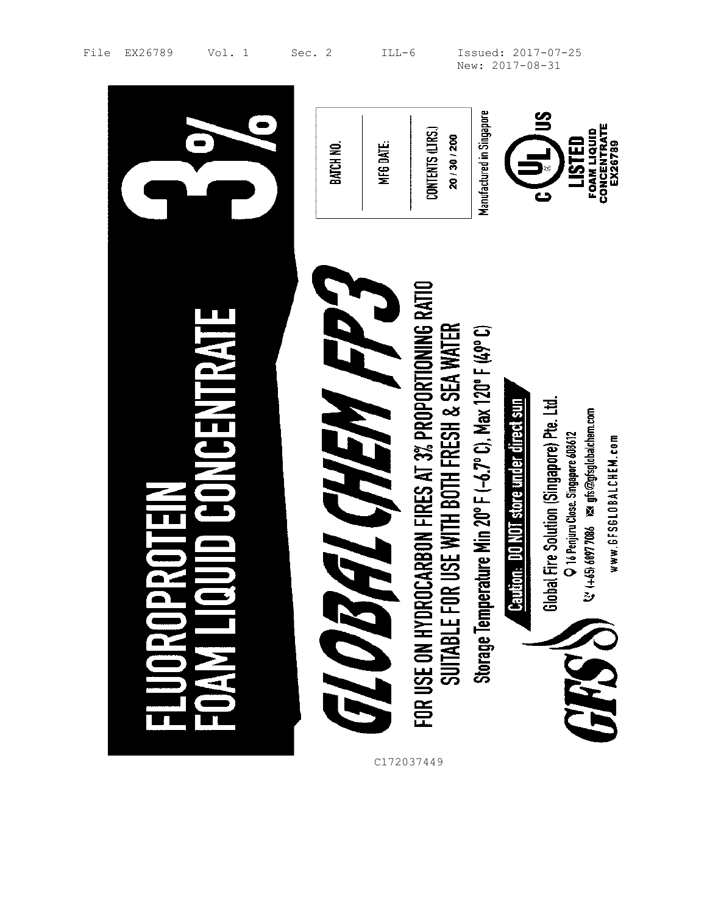File EX26789 Vol. 1 Sec. 2 ILL-6 Issued: 2017-07-25
New: 2017-08-31

# FLUOROPROTEIN FOAM LIQUID CONCENTRATE

# 3%

| BATCH NO. |
|---|
| MFG DATE: |
| CONTENTS (LTRS.) 20 / 30 / 200 |

Manufactured in Singapore

C UL US LISTED FOAM LIQUID CONCENTRATE EX26789

# GLOBAL CHEM FP3

**FOR USE ON HYDROCARBON FIRES AT 3% PROPORTIONING RATIO**
**SUITABLE FOR USE WITH BOTH FRESH & SEA WATER**

**Storage Temperature Min 20° F (-6.7° C), Max 120° F (49° C)**

**Caution: DO NOT store under direct sun**

GFS

Global Fire Solution (Singapore) Pte. Ltd.
16 Penjuru Close, Singapore 608612
(+65) 6897 7086 gfs@gfsglobalchem.com
www.GFSGLOBALCHEM.com

C172037449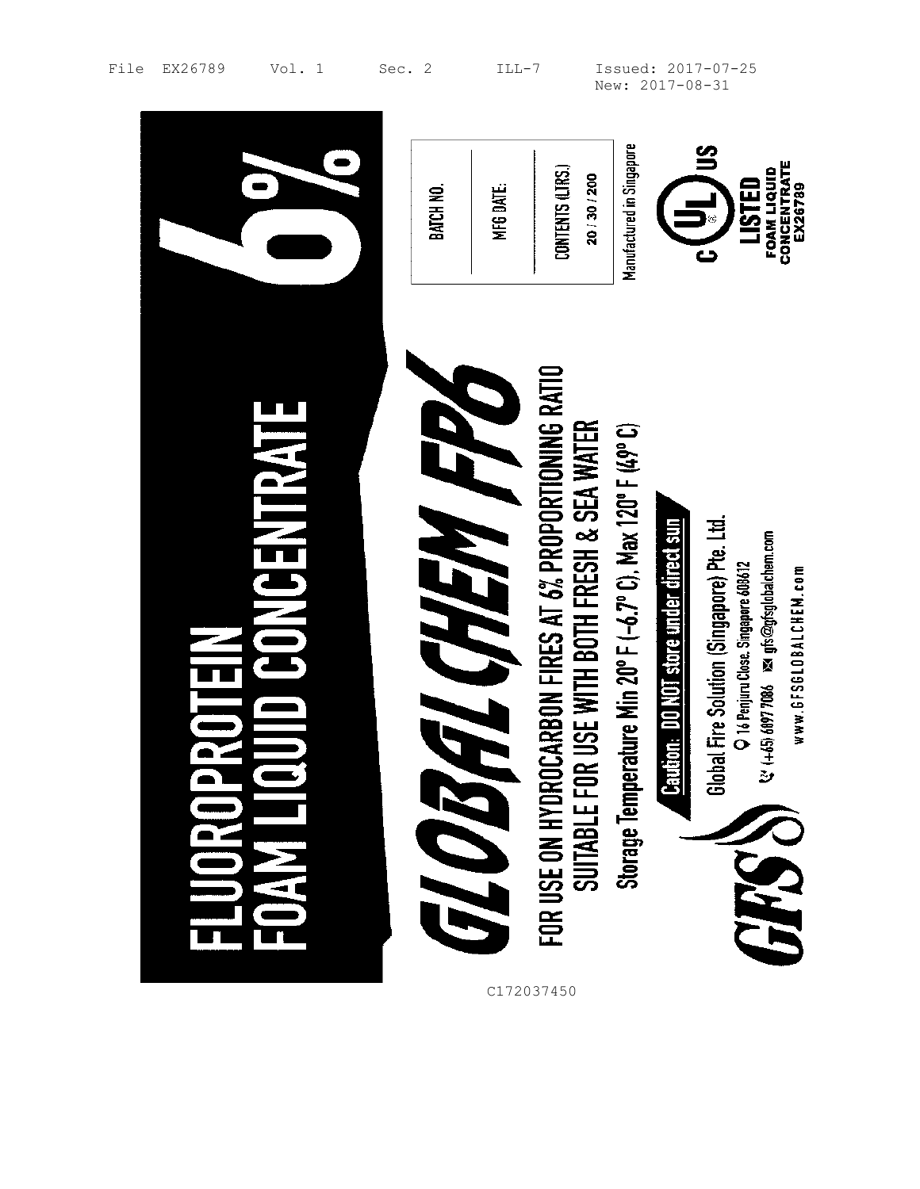File EX26789 Vol. 1 Sec. 2 ILL-7 Issued: 2017-07-25
New: 2017-08-31

# FLUOROPROTEIN FOAM LIQUID CONCENTRATE

# 6%

| BATCH NO. | |
|---|---|
| MFG DATE: | |
| CONTENTS (LTRS.) 20 / 30 / 200 | |

Manufactured in Singapore

C UL US LISTED FOAM LIQUID CONCENTRATE EX26789

# GLOBALCHEM FP6

**FOR USE ON HYDROCARBON FIRES AT 6% PROPORTIONING RATIO**
**SUITABLE FOR USE WITH BOTH FRESH & SEA WATER**

**Storage Temperature Min 20° F (-6.7° C), Max 120° F (49° C)**

**Caution: DO NOT store under direct sun**

GFS

Global Fire Solution (Singapore) Pte. Ltd.
16 Penjuru Close. Singapore 608612
(+65) 6897 7086   gfs@gfsglobalchem.com
www.GFSGLOBALCHEM.com

C172037450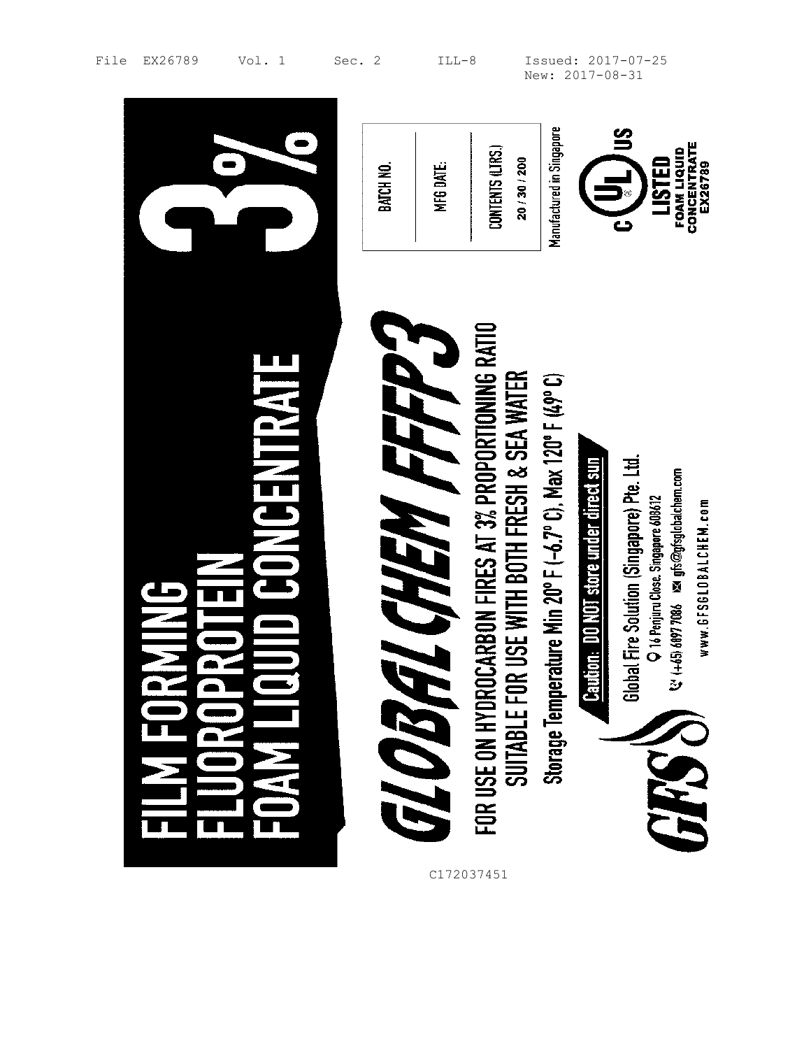File EX26789 Vol. 1 Sec. 2 ILL-8 Issued: 2017-07-25
New: 2017-08-31

# FILM FORMING FLUOROPROTEIN FOAM LIQUID CONCENTRATE

# 3%

| BATCH NO. | |
|---|---|
| MFG DATE: | |
| CONTENTS (LTRS.) 20 / 30 / 200 | |

Manufactured in Singapore

C UL US LISTED FOAM LIQUID CONCENTRATE EX26789

## GLOBALCHEM FFFP3

**FOR USE ON HYDROCARBON FIRES AT 3% PROPORTIONING RATIO**
**SUITABLE FOR USE WITH BOTH FRESH & SEA WATER**

**Storage Temperature Min 20° F (-6.7° C), Max 120° F (49° C)**

**Caution: DO NOT store under direct sun**

GFS

Global Fire Solution (Singapore) Pte. Ltd.
16 Penjuru Close, Singapore 608612
(+65) 6897 7686 gfs@gfsglobalchem.com
www.GFSGLOBALCHEM.com

C172037451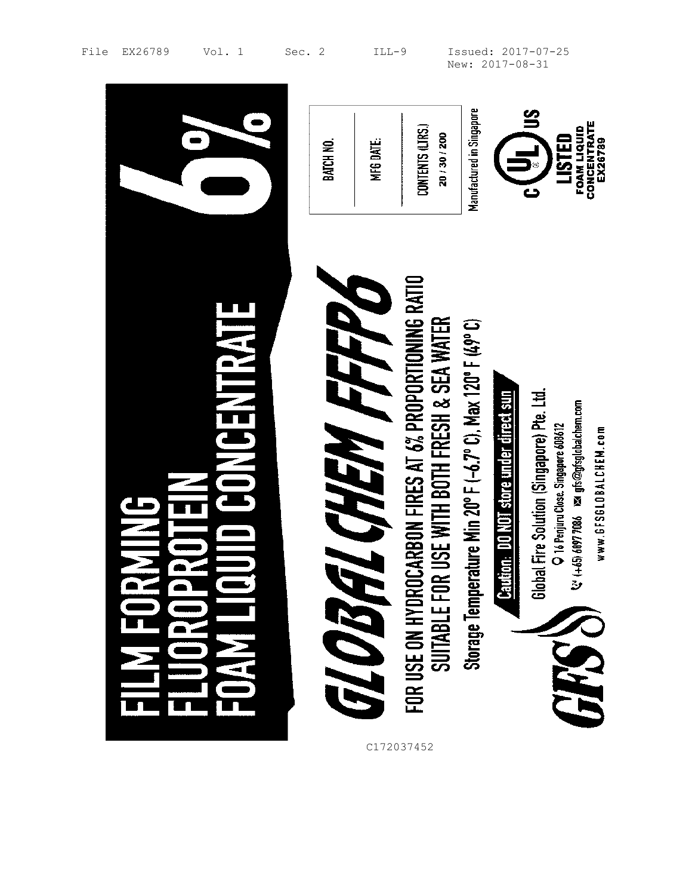File EX26789 Vol. 1 Sec. 2 ILL-9 Issued: 2017-07-25
New: 2017-08-31

# FILM FORMING FLUOROPROTEIN FOAM LIQUID CONCENTRATE

# 6%

| |
|---|
| BATCH NO. |
| MFG DATE: |
| CONTENTS (LTRS.) 20 / 30 / 200 |

Manufactured in Singapore

C UL US LISTED FOAM LIQUID CONCENTRATE EX26789

# GLOBALCHEM FFFP6

FOR USE ON HYDROCARBON FIRES AT 6% PROPORTIONING RATIO
SUITABLE FOR USE WITH BOTH FRESH & SEA WATER

Storage Temperature Min 20° F (-6.7° C), Max 120° F (49° C)

**Caution: DO NOT store under direct sun**

GFS

Global Fire Solution (Singapore) Pte. Ltd.
16 Penjuru Close, Singapore 608612
(+65) 6897 7086 gfs@gfsglobalchem.com
www.GFSGLOBALCHEM.com

C172037452